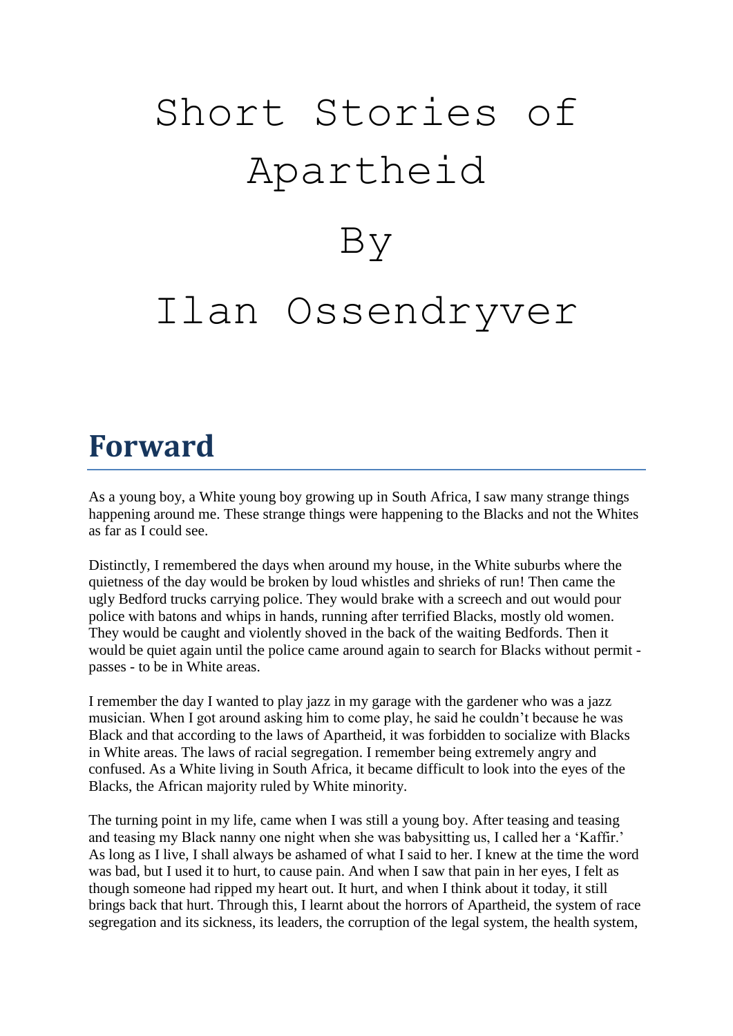# Short Stories of Apartheid

# By

# Ilan Ossendryver

## Forward

As a young boy, a White young boy growing up in South Africa, I saw many strange things happening around me. These strange things were happening to the Blacks and not the Whites as far as I could see.

Distinctly, I remembered the days when around my house, in the White suburbs where the quietness of the day would be broken by loud whistles and shrieks of run! Then came the ugly Bedford trucks carrying police. They would brake with a screech and out would pour police with batons and whips in hands, running after terrified Blacks, mostly old women. They would be caught and violently shoved in the back of the waiting Bedfords. Then it would be quiet again until the police came around again to search for Blacks without permit - passes - to be in White areas.

I remember the day I wanted to play jazz in my garage with the gardener who was a jazz musician. When I got around asking him to come play, he said he couldn't because he was Black and that according to the laws of Apartheid, it was forbidden to socialize with Blacks in White areas. The laws of racial segregation. I remember being extremely angry and confused. As a White living in South Africa, it became difficult to look into the eyes of the Blacks, the African majority ruled by White minority.

The turning point in my life, came when I was still a young boy. After teasing and teasing and teasing my Black nanny one night when she was babysitting us, I called her a 'Kaffir.' As long as I live, I shall always be ashamed of what I said to her. I knew at the time the word was bad, but I used it to hurt, to cause pain. And when I saw that pain in her eyes, I felt as though someone had ripped my heart out. It hurt, and when I think about it today, it still brings back that hurt. Through this, I learnt about the horrors of Apartheid, the system of race segregation and its sickness, its leaders, the corruption of the legal system, the health system,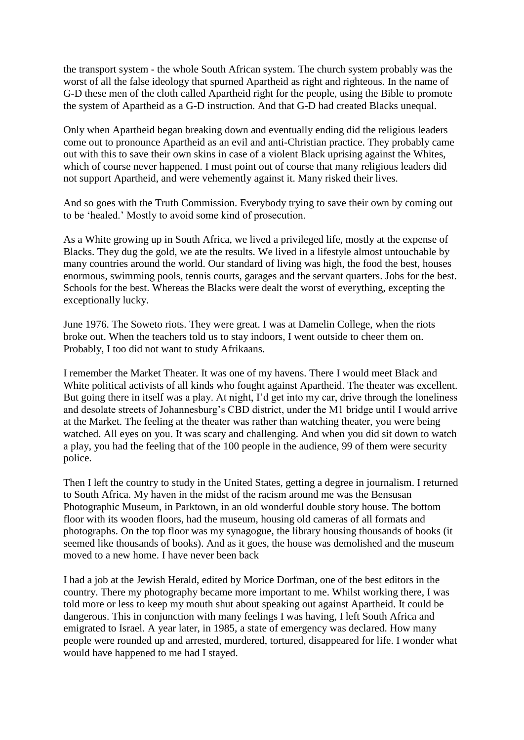the transport system - the whole South African system. The church system probably was the worst of all the false ideology that spurned Apartheid as right and righteous. In the name of G-D these men of the cloth called Apartheid right for the people, using the Bible to promote the system of Apartheid as a G-D instruction. And that G-D had created Blacks unequal.

Only when Apartheid began breaking down and eventually ending did the religious leaders come out to pronounce Apartheid as an evil and anti-Christian practice. They probably came out with this to save their own skins in case of a violent Black uprising against the Whites, which of course never happened. I must point out of course that many religious leaders did not support Apartheid, and were vehemently against it. Many risked their lives.

And so goes with the Truth Commission. Everybody trying to save their own by coming out to be 'healed.' Mostly to avoid some kind of prosecution.

As a White growing up in South Africa, we lived a privileged life, mostly at the expense of Blacks. They dug the gold, we ate the results. We lived in a lifestyle almost untouchable by many countries around the world. Our standard of living was high, the food the best, houses enormous, swimming pools, tennis courts, garages and the servant quarters. Jobs for the best. Schools for the best. Whereas the Blacks were dealt the worst of everything, excepting the exceptionally lucky.

June 1976. The Soweto riots. They were great. I was at Damelin College, when the riots broke out. When the teachers told us to stay indoors, I went outside to cheer them on. Probably, I too did not want to study Afrikaans.

I remember the Market Theater. It was one of my havens. There I would meet Black and White political activists of all kinds who fought against Apartheid. The theater was excellent. But going there in itself was a play. At night, I'd get into my car, drive through the loneliness and desolate streets of Johannesburg's CBD district, under the M1 bridge until I would arrive at the Market. The feeling at the theater was rather than watching theater, you were being watched. All eyes on you. It was scary and challenging. And when you did sit down to watch a play, you had the feeling that of the 100 people in the audience, 99 of them were security police.

Then I left the country to study in the United States, getting a degree in journalism. I returned to South Africa. My haven in the midst of the racism around me was the Bensusan Photographic Museum, in Parktown, in an old wonderful double story house. The bottom floor with its wooden floors, had the museum, housing old cameras of all formats and photographs. On the top floor was my synagogue, the library housing thousands of books (it seemed like thousands of books). And as it goes, the house was demolished and the museum moved to a new home. I have never been back

I had a job at the Jewish Herald, edited by Morice Dorfman, one of the best editors in the country. There my photography became more important to me. Whilst working there, I was told more or less to keep my mouth shut about speaking out against Apartheid. It could be dangerous. This in conjunction with many feelings I was having, I left South Africa and emigrated to Israel. A year later, in 1985, a state of emergency was declared. How many people were rounded up and arrested, murdered, tortured, disappeared for life. I wonder what would have happened to me had I stayed.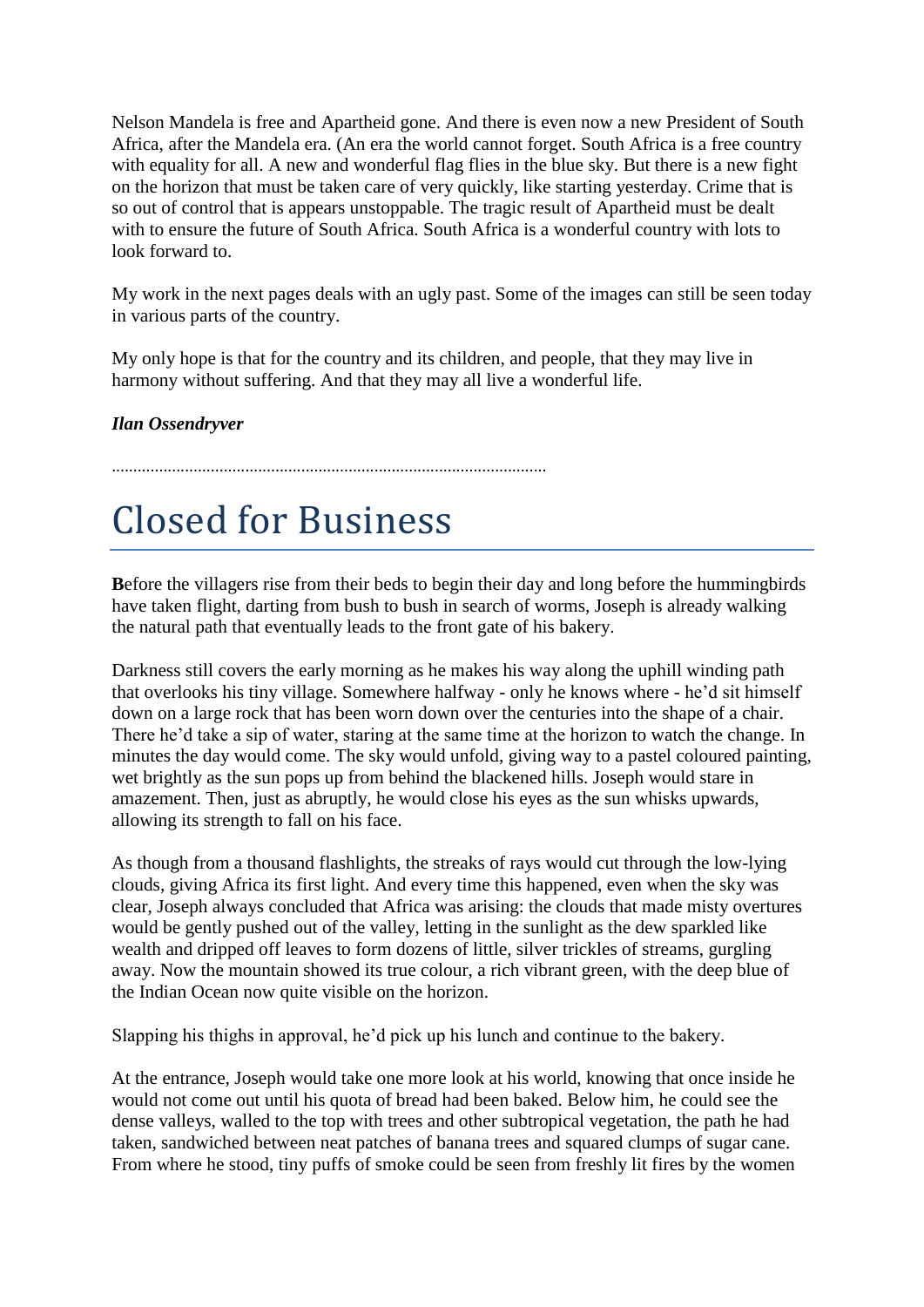Nelson Mandela is free and Apartheid gone. And there is even now a new President of South Africa, after the Mandela era. (An era the world cannot forget. South Africa is a free country with equality for all. A new and wonderful flag flies in the blue sky. But there is a new fight on the horizon that must be taken care of very quickly, like starting yesterday. Crime that is so out of control that is appears unstoppable. The tragic result of Apartheid must be dealt with to ensure the future of South Africa. South Africa is a wonderful country with lots to look forward to.

My work in the next pages deals with an ugly past. Some of the images can still be seen today in various parts of the country.

My only hope is that for the country and its children, and people, that they may live in harmony without suffering. And that they may all live a wonderful life.

***Ilan Ossendryver***

..................................................................................................

# Closed for Business

**B**efore the villagers rise from their beds to begin their day and long before the hummingbirds have taken flight, darting from bush to bush in search of worms, Joseph is already walking the natural path that eventually leads to the front gate of his bakery.

Darkness still covers the early morning as he makes his way along the uphill winding path that overlooks his tiny village. Somewhere halfway - only he knows where - he'd sit himself down on a large rock that has been worn down over the centuries into the shape of a chair. There he'd take a sip of water, staring at the same time at the horizon to watch the change. In minutes the day would come. The sky would unfold, giving way to a pastel coloured painting, wet brightly as the sun pops up from behind the blackened hills. Joseph would stare in amazement. Then, just as abruptly, he would close his eyes as the sun whisks upwards, allowing its strength to fall on his face.

As though from a thousand flashlights, the streaks of rays would cut through the low-lying clouds, giving Africa its first light. And every time this happened, even when the sky was clear, Joseph always concluded that Africa was arising: the clouds that made misty overtures would be gently pushed out of the valley, letting in the sunlight as the dew sparkled like wealth and dripped off leaves to form dozens of little, silver trickles of streams, gurgling away. Now the mountain showed its true colour, a rich vibrant green, with the deep blue of the Indian Ocean now quite visible on the horizon.

Slapping his thighs in approval, he'd pick up his lunch and continue to the bakery.

At the entrance, Joseph would take one more look at his world, knowing that once inside he would not come out until his quota of bread had been baked. Below him, he could see the dense valleys, walled to the top with trees and other subtropical vegetation, the path he had taken, sandwiched between neat patches of banana trees and squared clumps of sugar cane. From where he stood, tiny puffs of smoke could be seen from freshly lit fires by the women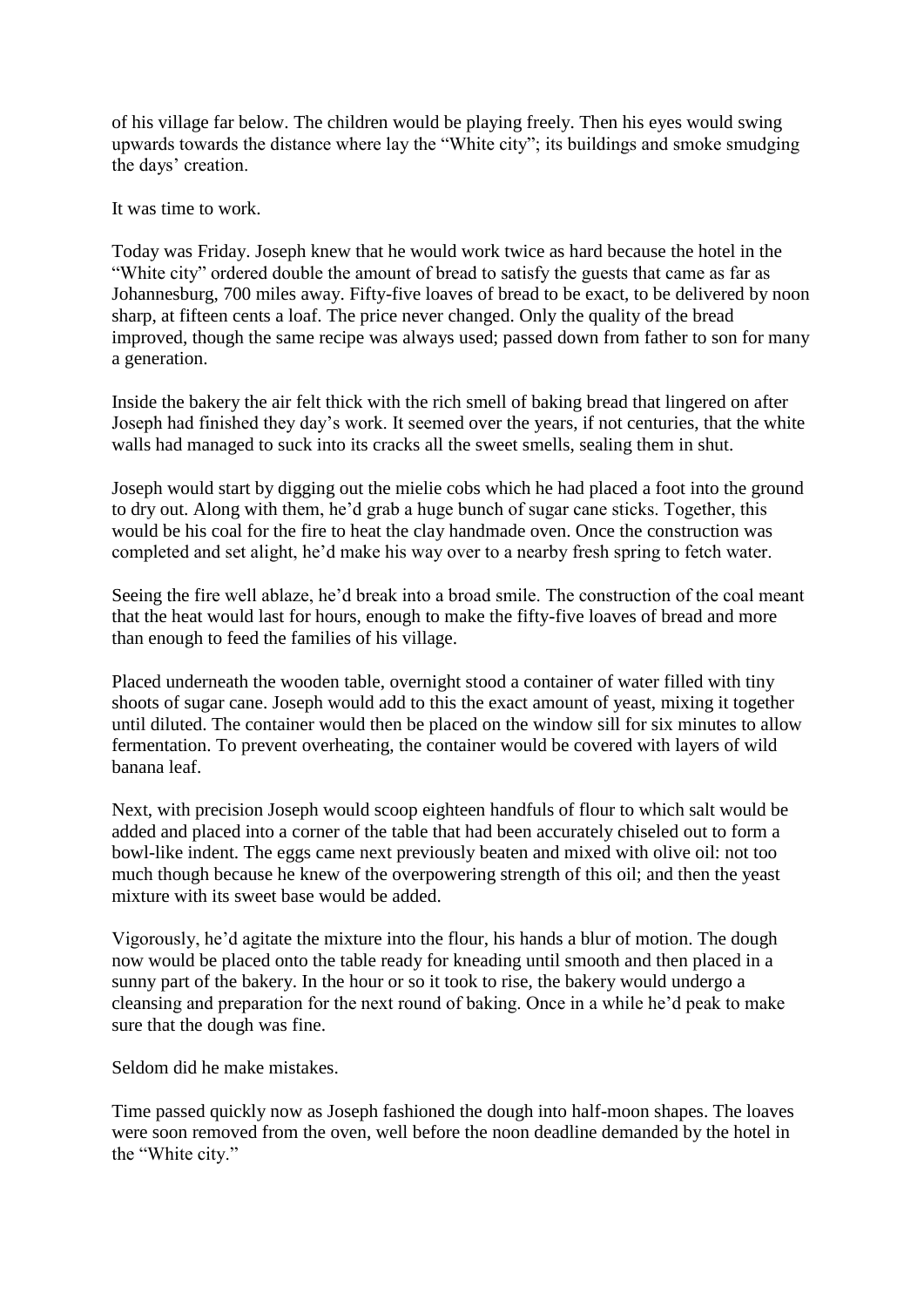of his village far below. The children would be playing freely. Then his eyes would swing upwards towards the distance where lay the "White city"; its buildings and smoke smudging the days' creation.

It was time to work.

Today was Friday. Joseph knew that he would work twice as hard because the hotel in the "White city" ordered double the amount of bread to satisfy the guests that came as far as Johannesburg, 700 miles away. Fifty-five loaves of bread to be exact, to be delivered by noon sharp, at fifteen cents a loaf. The price never changed. Only the quality of the bread improved, though the same recipe was always used; passed down from father to son for many a generation.

Inside the bakery the air felt thick with the rich smell of baking bread that lingered on after Joseph had finished they day's work. It seemed over the years, if not centuries, that the white walls had managed to suck into its cracks all the sweet smells, sealing them in shut.

Joseph would start by digging out the mielie cobs which he had placed a foot into the ground to dry out. Along with them, he'd grab a huge bunch of sugar cane sticks. Together, this would be his coal for the fire to heat the clay handmade oven. Once the construction was completed and set alight, he'd make his way over to a nearby fresh spring to fetch water.

Seeing the fire well ablaze, he'd break into a broad smile. The construction of the coal meant that the heat would last for hours, enough to make the fifty-five loaves of bread and more than enough to feed the families of his village.

Placed underneath the wooden table, overnight stood a container of water filled with tiny shoots of sugar cane. Joseph would add to this the exact amount of yeast, mixing it together until diluted. The container would then be placed on the window sill for six minutes to allow fermentation. To prevent overheating, the container would be covered with layers of wild banana leaf.

Next, with precision Joseph would scoop eighteen handfuls of flour to which salt would be added and placed into a corner of the table that had been accurately chiseled out to form a bowl-like indent. The eggs came next previously beaten and mixed with olive oil: not too much though because he knew of the overpowering strength of this oil; and then the yeast mixture with its sweet base would be added.

Vigorously, he'd agitate the mixture into the flour, his hands a blur of motion. The dough now would be placed onto the table ready for kneading until smooth and then placed in a sunny part of the bakery. In the hour or so it took to rise, the bakery would undergo a cleansing and preparation for the next round of baking. Once in a while he'd peak to make sure that the dough was fine.

Seldom did he make mistakes.

Time passed quickly now as Joseph fashioned the dough into half-moon shapes. The loaves were soon removed from the oven, well before the noon deadline demanded by the hotel in the "White city."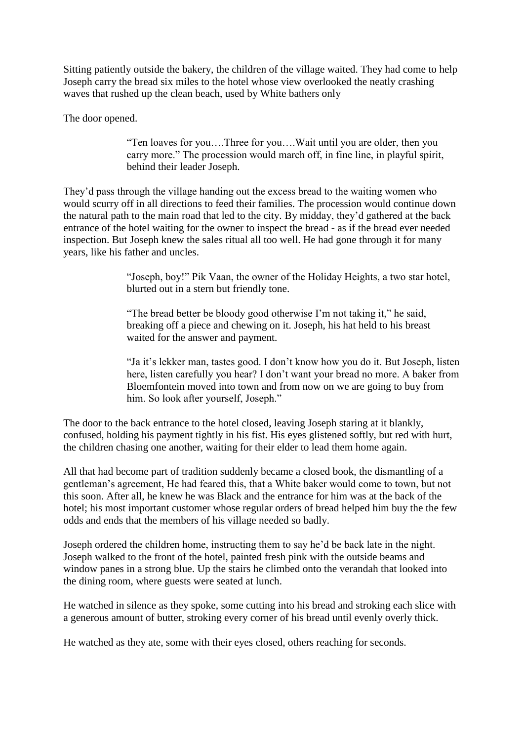Sitting patiently outside the bakery, the children of the village waited. They had come to help Joseph carry the bread six miles to the hotel whose view overlooked the neatly crashing waves that rushed up the clean beach, used by White bathers only

The door opened.

> "Ten loaves for you….Three for you….Wait until you are older, then you carry more." The procession would march off, in fine line, in playful spirit, behind their leader Joseph.

They'd pass through the village handing out the excess bread to the waiting women who would scurry off in all directions to feed their families. The procession would continue down the natural path to the main road that led to the city. By midday, they'd gathered at the back entrance of the hotel waiting for the owner to inspect the bread - as if the bread ever needed inspection. But Joseph knew the sales ritual all too well. He had gone through it for many years, like his father and uncles.

> "Joseph, boy!" Pik Vaan, the owner of the Holiday Heights, a two star hotel, blurted out in a stern but friendly tone.
>
> "The bread better be bloody good otherwise I'm not taking it," he said, breaking off a piece and chewing on it. Joseph, his hat held to his breast waited for the answer and payment.
>
> "Ja it's lekker man, tastes good. I don't know how you do it. But Joseph, listen here, listen carefully you hear? I don't want your bread no more. A baker from Bloemfontein moved into town and from now on we are going to buy from him. So look after yourself, Joseph."

The door to the back entrance to the hotel closed, leaving Joseph staring at it blankly, confused, holding his payment tightly in his fist. His eyes glistened softly, but red with hurt, the children chasing one another, waiting for their elder to lead them home again.

All that had become part of tradition suddenly became a closed book, the dismantling of a gentleman's agreement, He had feared this, that a White baker would come to town, but not this soon. After all, he knew he was Black and the entrance for him was at the back of the hotel; his most important customer whose regular orders of bread helped him buy the the few odds and ends that the members of his village needed so badly.

Joseph ordered the children home, instructing them to say he'd be back late in the night. Joseph walked to the front of the hotel, painted fresh pink with the outside beams and window panes in a strong blue. Up the stairs he climbed onto the verandah that looked into the dining room, where guests were seated at lunch.

He watched in silence as they spoke, some cutting into his bread and stroking each slice with a generous amount of butter, stroking every corner of his bread until evenly overly thick.

He watched as they ate, some with their eyes closed, others reaching for seconds.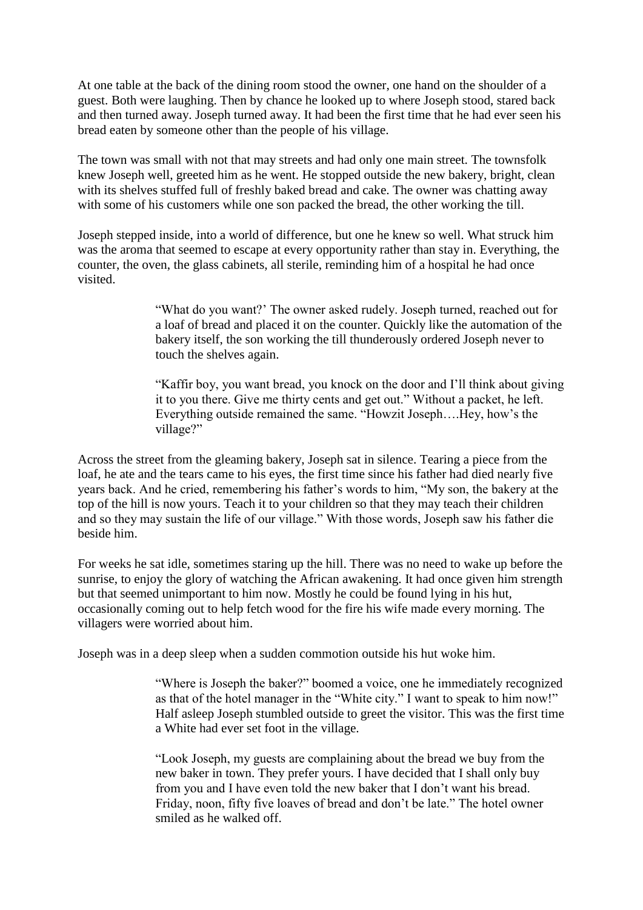At one table at the back of the dining room stood the owner, one hand on the shoulder of a guest. Both were laughing. Then by chance he looked up to where Joseph stood, stared back and then turned away. Joseph turned away. It had been the first time that he had ever seen his bread eaten by someone other than the people of his village.

The town was small with not that may streets and had only one main street. The townsfolk knew Joseph well, greeted him as he went. He stopped outside the new bakery, bright, clean with its shelves stuffed full of freshly baked bread and cake. The owner was chatting away with some of his customers while one son packed the bread, the other working the till.

Joseph stepped inside, into a world of difference, but one he knew so well. What struck him was the aroma that seemed to escape at every opportunity rather than stay in. Everything, the counter, the oven, the glass cabinets, all sterile, reminding him of a hospital he had once visited.

> "What do you want?' The owner asked rudely. Joseph turned, reached out for a loaf of bread and placed it on the counter. Quickly like the automation of the bakery itself, the son working the till thunderously ordered Joseph never to touch the shelves again.
>
> "Kaffir boy, you want bread, you knock on the door and I'll think about giving it to you there. Give me thirty cents and get out." Without a packet, he left. Everything outside remained the same. "Howzit Joseph….Hey, how's the village?"

Across the street from the gleaming bakery, Joseph sat in silence. Tearing a piece from the loaf, he ate and the tears came to his eyes, the first time since his father had died nearly five years back. And he cried, remembering his father's words to him, "My son, the bakery at the top of the hill is now yours. Teach it to your children so that they may teach their children and so they may sustain the life of our village." With those words, Joseph saw his father die beside him.

For weeks he sat idle, sometimes staring up the hill. There was no need to wake up before the sunrise, to enjoy the glory of watching the African awakening. It had once given him strength but that seemed unimportant to him now. Mostly he could be found lying in his hut, occasionally coming out to help fetch wood for the fire his wife made every morning. The villagers were worried about him.

Joseph was in a deep sleep when a sudden commotion outside his hut woke him.

> "Where is Joseph the baker?" boomed a voice, one he immediately recognized as that of the hotel manager in the "White city." I want to speak to him now!" Half asleep Joseph stumbled outside to greet the visitor. This was the first time a White had ever set foot in the village.
>
> "Look Joseph, my guests are complaining about the bread we buy from the new baker in town. They prefer yours. I have decided that I shall only buy from you and I have even told the new baker that I don't want his bread. Friday, noon, fifty five loaves of bread and don't be late." The hotel owner smiled as he walked off.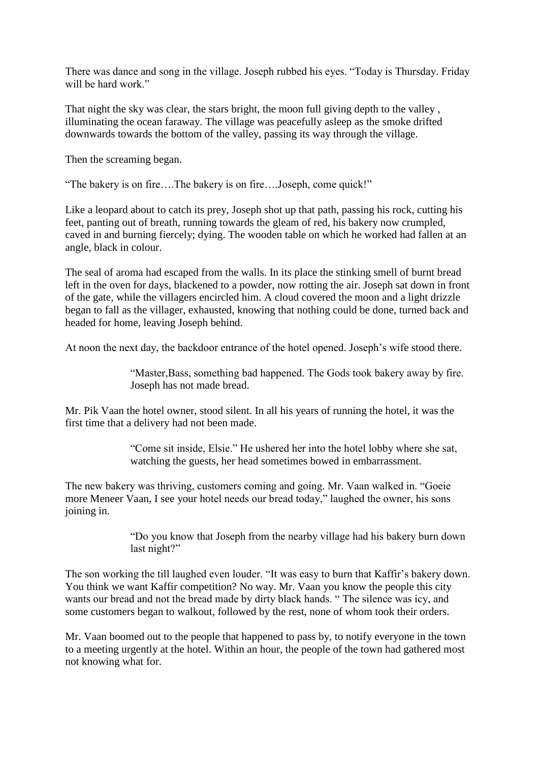There was dance and song in the village. Joseph rubbed his eyes. "Today is Thursday. Friday will be hard work."

That night the sky was clear, the stars bright, the moon full giving depth to the valley , illuminating the ocean faraway. The village was peacefully asleep as the smoke drifted downwards towards the bottom of the valley, passing its way through the village.

Then the screaming began.

"The bakery is on fire….The bakery is on fire….Joseph, come quick!"

Like a leopard about to catch its prey, Joseph shot up that path, passing his rock, cutting his feet, panting out of breath, running towards the gleam of red, his bakery now crumpled, caved in and burning fiercely; dying. The wooden table on which he worked had fallen at an angle, black in colour.

The seal of aroma had escaped from the walls. In its place the stinking smell of burnt bread left in the oven for days, blackened to a powder, now rotting the air. Joseph sat down in front of the gate, while the villagers encircled him. A cloud covered the moon and a light drizzle began to fall as the villager, exhausted, knowing that nothing could be done, turned back and headed for home, leaving Joseph behind.

At noon the next day, the backdoor entrance of the hotel opened. Joseph's wife stood there.

> "Master,Bass, something bad happened. The Gods took bakery away by fire. Joseph has not made bread.

Mr. Pik Vaan the hotel owner, stood silent. In all his years of running the hotel, it was the first time that a delivery had not been made.

> "Come sit inside, Elsie." He ushered her into the hotel lobby where she sat, watching the guests, her head sometimes bowed in embarrassment.

The new bakery was thriving, customers coming and going. Mr. Vaan walked in. "Goeie more Meneer Vaan, I see your hotel needs our bread today," laughed the owner, his sons joining in.

> "Do you know that Joseph from the nearby village had his bakery burn down last night?"

The son working the till laughed even louder. "It was easy to burn that Kaffir's bakery down. You think we want Kaffir competition? No way. Mr. Vaan you know the people this city wants our bread and not the bread made by dirty black hands. " The silence was icy, and some customers began to walkout, followed by the rest, none of whom took their orders.

Mr. Vaan boomed out to the people that happened to pass by, to notify everyone in the town to a meeting urgently at the hotel. Within an hour, the people of the town had gathered most not knowing what for.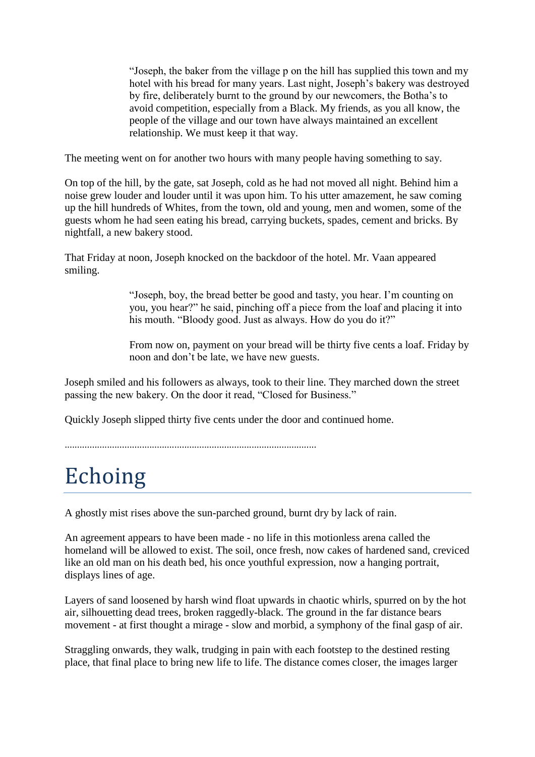> "Joseph, the baker from the village p on the hill has supplied this town and my hotel with his bread for many years. Last night, Joseph's bakery was destroyed by fire, deliberately burnt to the ground by our newcomers, the Botha's to avoid competition, especially from a Black. My friends, as you all know, the people of the village and our town have always maintained an excellent relationship. We must keep it that way.

The meeting went on for another two hours with many people having something to say.

On top of the hill, by the gate, sat Joseph, cold as he had not moved all night. Behind him a noise grew louder and louder until it was upon him. To his utter amazement, he saw coming up the hill hundreds of Whites, from the town, old and young, men and women, some of the guests whom he had seen eating his bread, carrying buckets, spades, cement and bricks. By nightfall, a new bakery stood.

That Friday at noon, Joseph knocked on the backdoor of the hotel. Mr. Vaan appeared smiling.

> "Joseph, boy, the bread better be good and tasty, you hear. I'm counting on you, you hear?" he said, pinching off a piece from the loaf and placing it into his mouth. "Bloody good. Just as always. How do you do it?"
>
> From now on, payment on your bread will be thirty five cents a loaf. Friday by noon and don't be late, we have new guests.

Joseph smiled and his followers as always, took to their line. They marched down the street passing the new bakery. On the door it read, "Closed for Business."

Quickly Joseph slipped thirty five cents under the door and continued home.

..................................................................................................

# Echoing

A ghostly mist rises above the sun-parched ground, burnt dry by lack of rain.

An agreement appears to have been made - no life in this motionless arena called the homeland will be allowed to exist. The soil, once fresh, now cakes of hardened sand, creviced like an old man on his death bed, his once youthful expression, now a hanging portrait, displays lines of age.

Layers of sand loosened by harsh wind float upwards in chaotic whirls, spurred on by the hot air, silhouetting dead trees, broken raggedly-black. The ground in the far distance bears movement - at first thought a mirage - slow and morbid, a symphony of the final gasp of air.

Straggling onwards, they walk, trudging in pain with each footstep to the destined resting place, that final place to bring new life to life. The distance comes closer, the images larger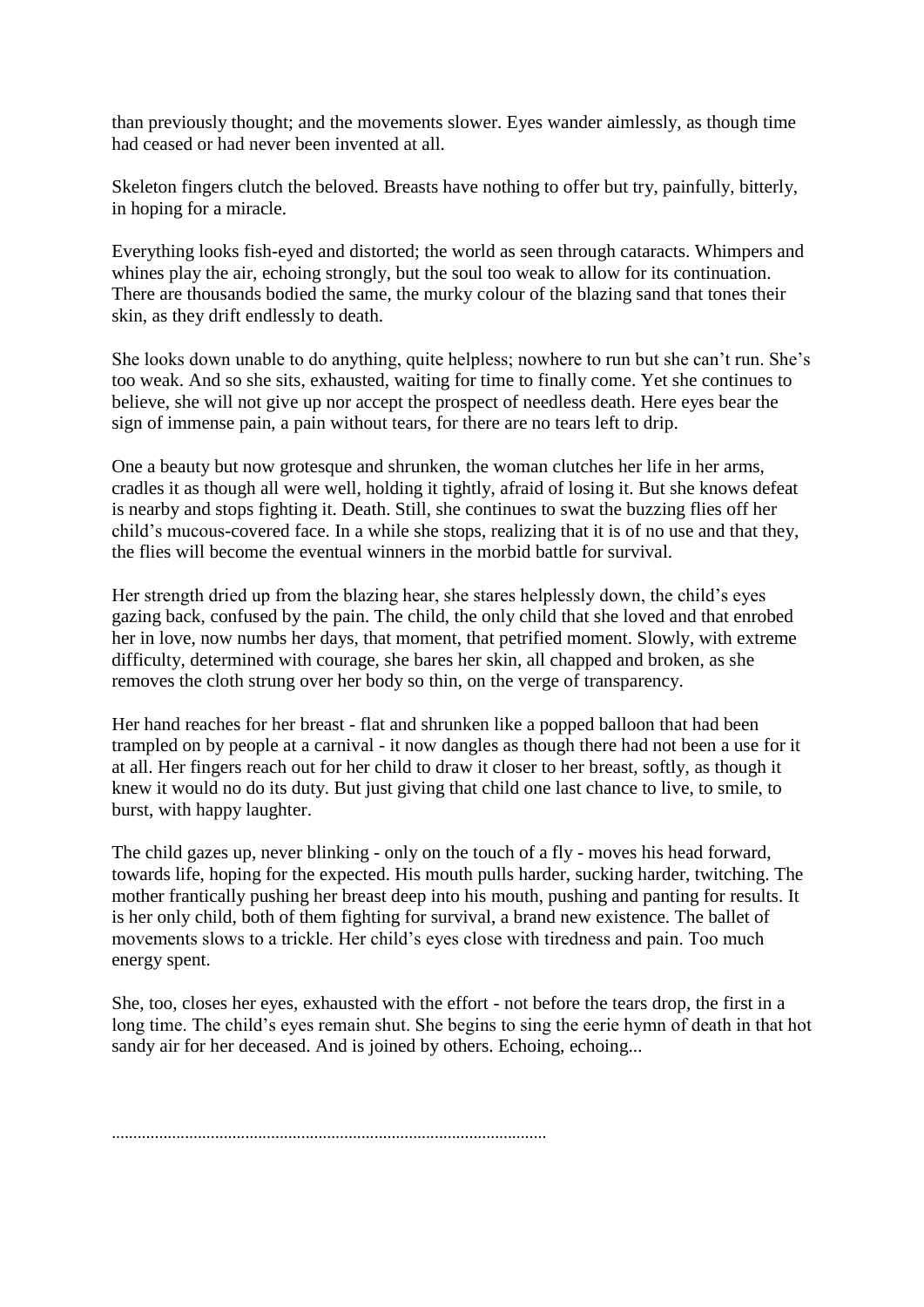than previously thought; and the movements slower. Eyes wander aimlessly, as though time had ceased or had never been invented at all.

Skeleton fingers clutch the beloved. Breasts have nothing to offer but try, painfully, bitterly, in hoping for a miracle.

Everything looks fish-eyed and distorted; the world as seen through cataracts. Whimpers and whines play the air, echoing strongly, but the soul too weak to allow for its continuation. There are thousands bodied the same, the murky colour of the blazing sand that tones their skin, as they drift endlessly to death.

She looks down unable to do anything, quite helpless; nowhere to run but she can't run. She's too weak. And so she sits, exhausted, waiting for time to finally come. Yet she continues to believe, she will not give up nor accept the prospect of needless death. Here eyes bear the sign of immense pain, a pain without tears, for there are no tears left to drip.

One a beauty but now grotesque and shrunken, the woman clutches her life in her arms, cradles it as though all were well, holding it tightly, afraid of losing it. But she knows defeat is nearby and stops fighting it. Death. Still, she continues to swat the buzzing flies off her child's mucous-covered face. In a while she stops, realizing that it is of no use and that they, the flies will become the eventual winners in the morbid battle for survival.

Her strength dried up from the blazing hear, she stares helplessly down, the child's eyes gazing back, confused by the pain. The child, the only child that she loved and that enrobed her in love, now numbs her days, that moment, that petrified moment. Slowly, with extreme difficulty, determined with courage, she bares her skin, all chapped and broken, as she removes the cloth strung over her body so thin, on the verge of transparency.

Her hand reaches for her breast - flat and shrunken like a popped balloon that had been trampled on by people at a carnival - it now dangles as though there had not been a use for it at all. Her fingers reach out for her child to draw it closer to her breast, softly, as though it knew it would no do its duty. But just giving that child one last chance to live, to smile, to burst, with happy laughter.

The child gazes up, never blinking - only on the touch of a fly - moves his head forward, towards life, hoping for the expected. His mouth pulls harder, sucking harder, twitching. The mother frantically pushing her breast deep into his mouth, pushing and panting for results. It is her only child, both of them fighting for survival, a brand new existence. The ballet of movements slows to a trickle. Her child's eyes close with tiredness and pain. Too much energy spent.

She, too, closes her eyes, exhausted with the effort - not before the tears drop, the first in a long time. The child's eyes remain shut. She begins to sing the eerie hymn of death in that hot sandy air for her deceased. And is joined by others. Echoing, echoing...

..................................................................................................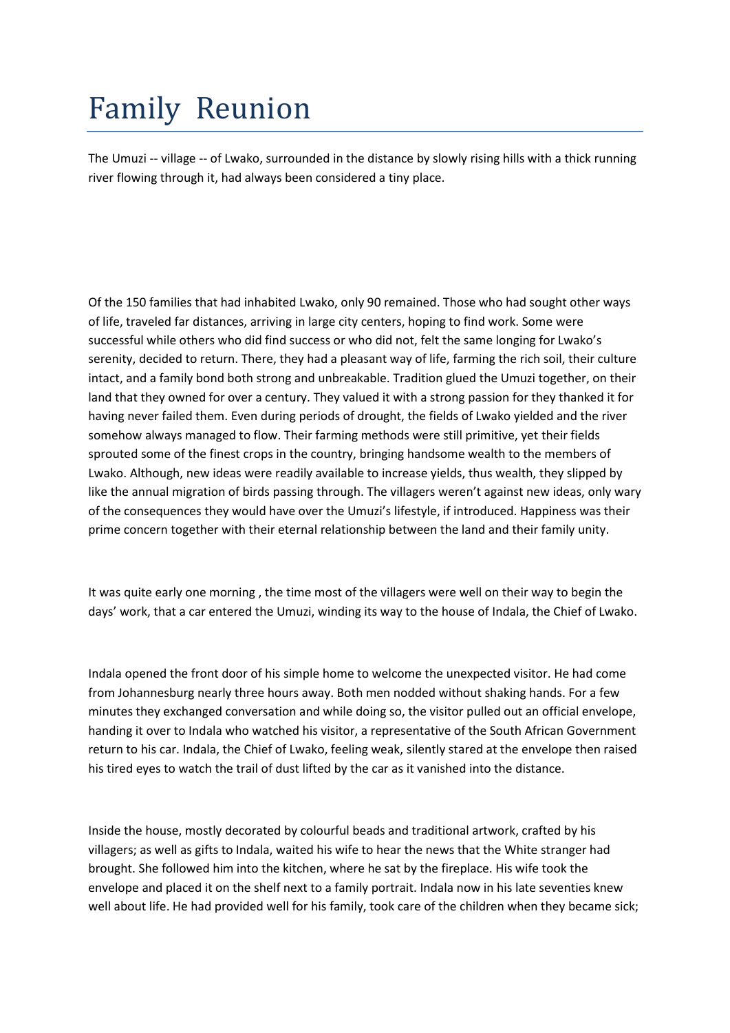# Family Reunion

The Umuzi -- village -- of Lwako, surrounded in the distance by slowly rising hills with a thick running river flowing through it, had always been considered a tiny place.

Of the 150 families that had inhabited Lwako, only 90 remained. Those who had sought other ways of life, traveled far distances, arriving in large city centers, hoping to find work. Some were successful while others who did find success or who did not, felt the same longing for Lwako's serenity, decided to return. There, they had a pleasant way of life, farming the rich soil, their culture intact, and a family bond both strong and unbreakable. Tradition glued the Umuzi together, on their land that they owned for over a century. They valued it with a strong passion for they thanked it for having never failed them. Even during periods of drought, the fields of Lwako yielded and the river somehow always managed to flow. Their farming methods were still primitive, yet their fields sprouted some of the finest crops in the country, bringing handsome wealth to the members of Lwako. Although, new ideas were readily available to increase yields, thus wealth, they slipped by like the annual migration of birds passing through. The villagers weren't against new ideas, only wary of the consequences they would have over the Umuzi's lifestyle, if introduced. Happiness was their prime concern together with their eternal relationship between the land and their family unity.

It was quite early one morning , the time most of the villagers were well on their way to begin the days' work, that a car entered the Umuzi, winding its way to the house of Indala, the Chief of Lwako.

Indala opened the front door of his simple home to welcome the unexpected visitor. He had come from Johannesburg nearly three hours away. Both men nodded without shaking hands. For a few minutes they exchanged conversation and while doing so, the visitor pulled out an official envelope, handing it over to Indala who watched his visitor, a representative of the South African Government return to his car. Indala, the Chief of Lwako, feeling weak, silently stared at the envelope then raised his tired eyes to watch the trail of dust lifted by the car as it vanished into the distance.

Inside the house, mostly decorated by colourful beads and traditional artwork, crafted by his villagers; as well as gifts to Indala, waited his wife to hear the news that the White stranger had brought. She followed him into the kitchen, where he sat by the fireplace. His wife took the envelope and placed it on the shelf next to a family portrait. Indala now in his late seventies knew well about life. He had provided well for his family, took care of the children when they became sick;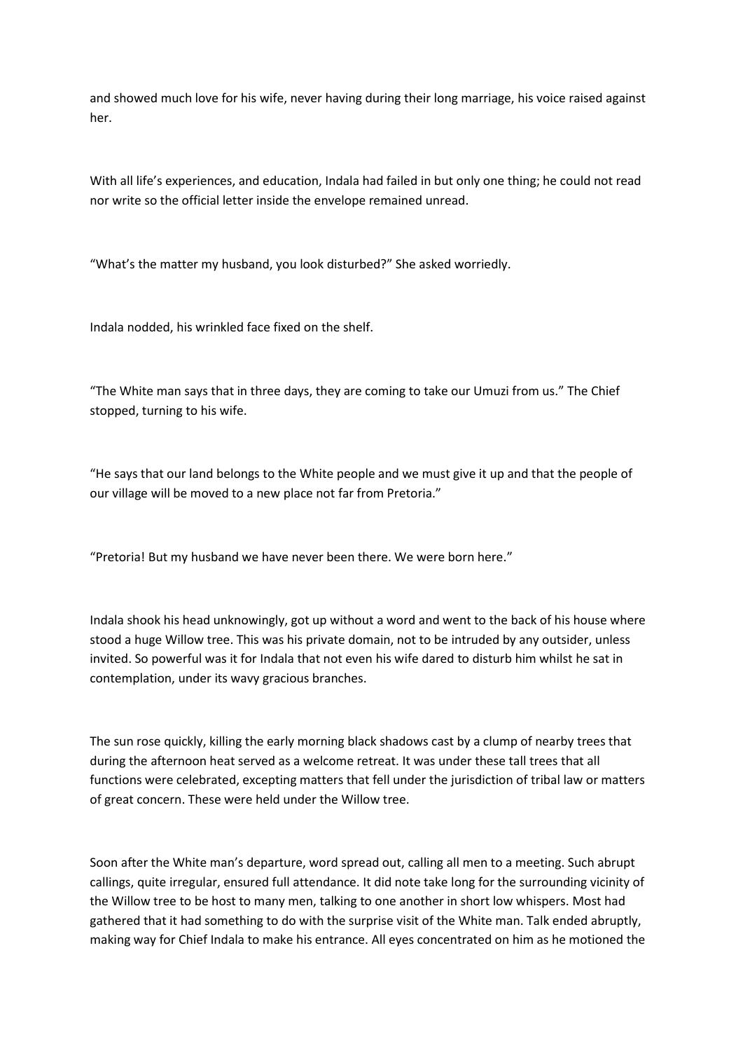and showed much love for his wife, never having during their long marriage, his voice raised against her.

With all life's experiences, and education, Indala had failed in but only one thing; he could not read nor write so the official letter inside the envelope remained unread.

"What's the matter my husband, you look disturbed?" She asked worriedly.

Indala nodded, his wrinkled face fixed on the shelf.

"The White man says that in three days, they are coming to take our Umuzi from us." The Chief stopped, turning to his wife.

"He says that our land belongs to the White people and we must give it up and that the people of our village will be moved to a new place not far from Pretoria."

"Pretoria! But my husband we have never been there. We were born here."

Indala shook his head unknowingly, got up without a word and went to the back of his house where stood a huge Willow tree. This was his private domain, not to be intruded by any outsider, unless invited. So powerful was it for Indala that not even his wife dared to disturb him whilst he sat in contemplation, under its wavy gracious branches.

The sun rose quickly, killing the early morning black shadows cast by a clump of nearby trees that during the afternoon heat served as a welcome retreat. It was under these tall trees that all functions were celebrated, excepting matters that fell under the jurisdiction of tribal law or matters of great concern. These were held under the Willow tree.

Soon after the White man's departure, word spread out, calling all men to a meeting. Such abrupt callings, quite irregular, ensured full attendance. It did note take long for the surrounding vicinity of the Willow tree to be host to many men, talking to one another in short low whispers. Most had gathered that it had something to do with the surprise visit of the White man. Talk ended abruptly, making way for Chief Indala to make his entrance. All eyes concentrated on him as he motioned the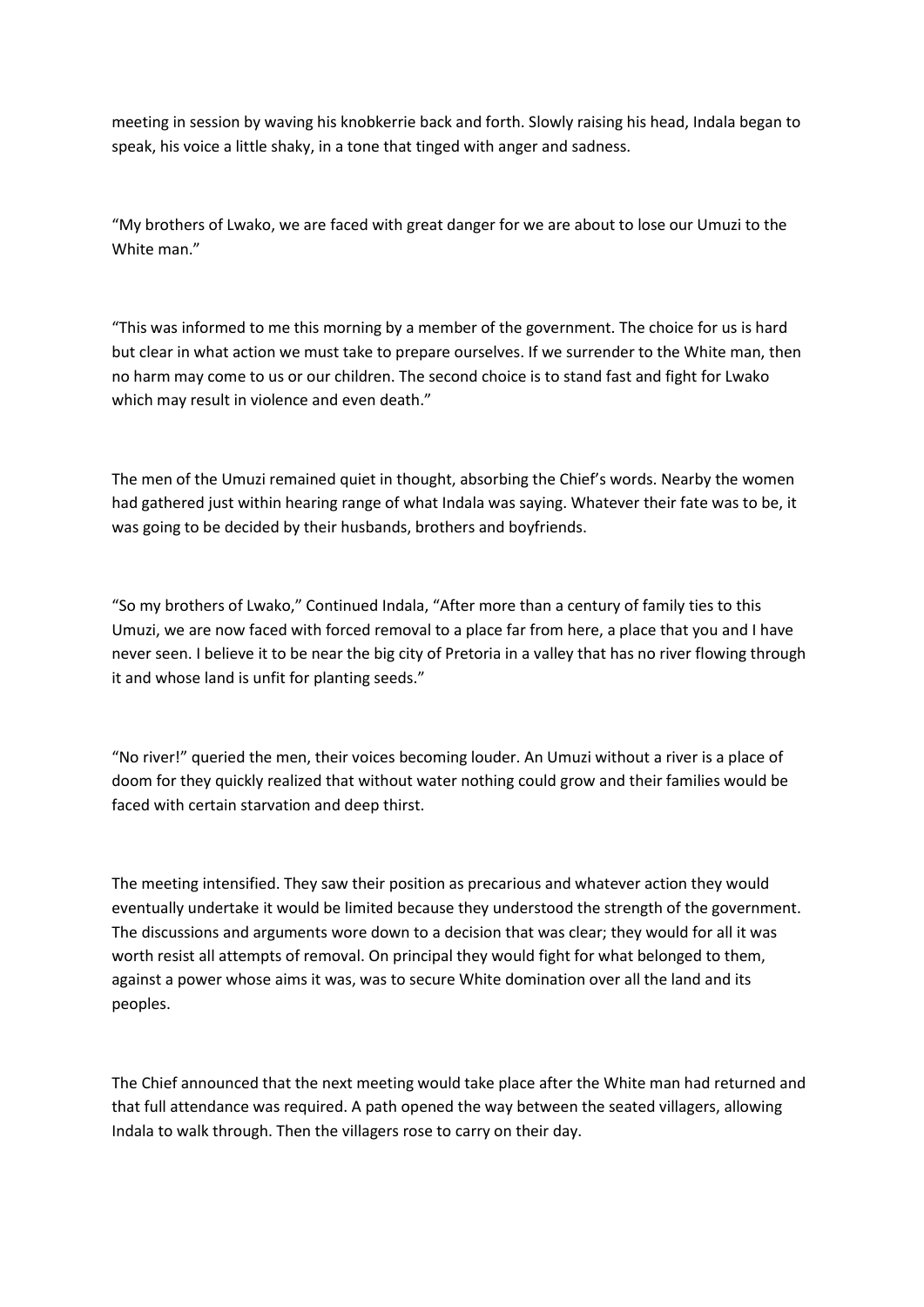meeting in session by waving his knobkerrie back and forth. Slowly raising his head, Indala began to speak, his voice a little shaky, in a tone that tinged with anger and sadness.

"My brothers of Lwako, we are faced with great danger for we are about to lose our Umuzi to the White man."

"This was informed to me this morning by a member of the government. The choice for us is hard but clear in what action we must take to prepare ourselves. If we surrender to the White man, then no harm may come to us or our children. The second choice is to stand fast and fight for Lwako which may result in violence and even death."

The men of the Umuzi remained quiet in thought, absorbing the Chief's words. Nearby the women had gathered just within hearing range of what Indala was saying. Whatever their fate was to be, it was going to be decided by their husbands, brothers and boyfriends.

"So my brothers of Lwako," Continued Indala, "After more than a century of family ties to this Umuzi, we are now faced with forced removal to a place far from here, a place that you and I have never seen. I believe it to be near the big city of Pretoria in a valley that has no river flowing through it and whose land is unfit for planting seeds."

"No river!" queried the men, their voices becoming louder. An Umuzi without a river is a place of doom for they quickly realized that without water nothing could grow and their families would be faced with certain starvation and deep thirst.

The meeting intensified. They saw their position as precarious and whatever action they would eventually undertake it would be limited because they understood the strength of the government. The discussions and arguments wore down to a decision that was clear; they would for all it was worth resist all attempts of removal. On principal they would fight for what belonged to them, against a power whose aims it was, was to secure White domination over all the land and its peoples.

The Chief announced that the next meeting would take place after the White man had returned and that full attendance was required. A path opened the way between the seated villagers, allowing Indala to walk through. Then the villagers rose to carry on their day.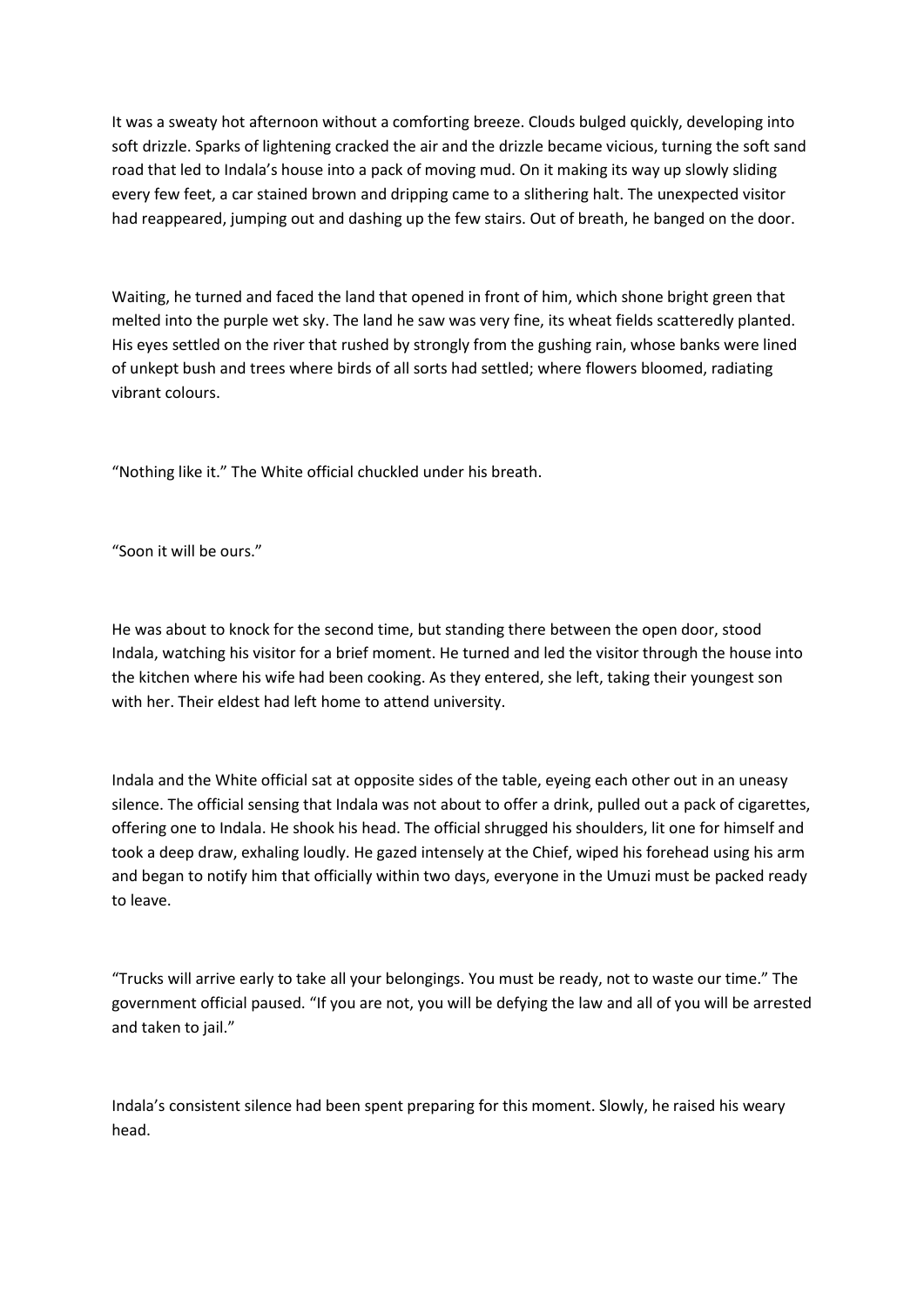It was a sweaty hot afternoon without a comforting breeze. Clouds bulged quickly, developing into soft drizzle. Sparks of lightening cracked the air and the drizzle became vicious, turning the soft sand road that led to Indala's house into a pack of moving mud. On it making its way up slowly sliding every few feet, a car stained brown and dripping came to a slithering halt. The unexpected visitor had reappeared, jumping out and dashing up the few stairs. Out of breath, he banged on the door.

Waiting, he turned and faced the land that opened in front of him, which shone bright green that melted into the purple wet sky. The land he saw was very fine, its wheat fields scatteredly planted. His eyes settled on the river that rushed by strongly from the gushing rain, whose banks were lined of unkept bush and trees where birds of all sorts had settled; where flowers bloomed, radiating vibrant colours.

"Nothing like it." The White official chuckled under his breath.

"Soon it will be ours."

He was about to knock for the second time, but standing there between the open door, stood Indala, watching his visitor for a brief moment. He turned and led the visitor through the house into the kitchen where his wife had been cooking. As they entered, she left, taking their youngest son with her. Their eldest had left home to attend university.

Indala and the White official sat at opposite sides of the table, eyeing each other out in an uneasy silence. The official sensing that Indala was not about to offer a drink, pulled out a pack of cigarettes, offering one to Indala. He shook his head. The official shrugged his shoulders, lit one for himself and took a deep draw, exhaling loudly. He gazed intensely at the Chief, wiped his forehead using his arm and began to notify him that officially within two days, everyone in the Umuzi must be packed ready to leave.

"Trucks will arrive early to take all your belongings. You must be ready, not to waste our time." The government official paused. "If you are not, you will be defying the law and all of you will be arrested and taken to jail."

Indala's consistent silence had been spent preparing for this moment. Slowly, he raised his weary head.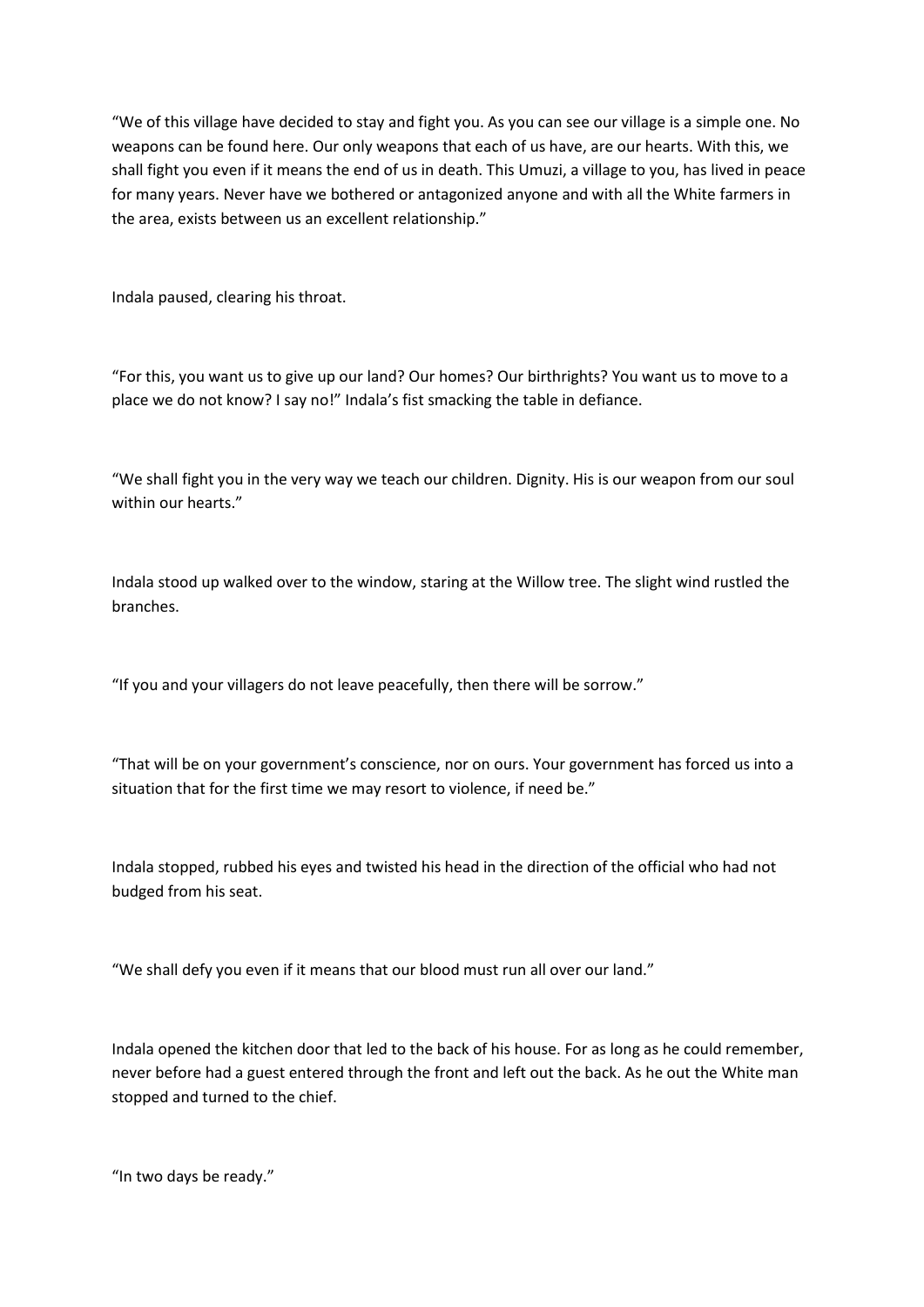"We of this village have decided to stay and fight you. As you can see our village is a simple one. No weapons can be found here. Our only weapons that each of us have, are our hearts. With this, we shall fight you even if it means the end of us in death. This Umuzi, a village to you, has lived in peace for many years. Never have we bothered or antagonized anyone and with all the White farmers in the area, exists between us an excellent relationship."

Indala paused, clearing his throat.

"For this, you want us to give up our land? Our homes? Our birthrights? You want us to move to a place we do not know? I say no!" Indala's fist smacking the table in defiance.

"We shall fight you in the very way we teach our children. Dignity. His is our weapon from our soul within our hearts."

Indala stood up walked over to the window, staring at the Willow tree. The slight wind rustled the branches.

"If you and your villagers do not leave peacefully, then there will be sorrow."

"That will be on your government's conscience, nor on ours. Your government has forced us into a situation that for the first time we may resort to violence, if need be."

Indala stopped, rubbed his eyes and twisted his head in the direction of the official who had not budged from his seat.

"We shall defy you even if it means that our blood must run all over our land."

Indala opened the kitchen door that led to the back of his house. For as long as he could remember, never before had a guest entered through the front and left out the back. As he out the White man stopped and turned to the chief.

"In two days be ready."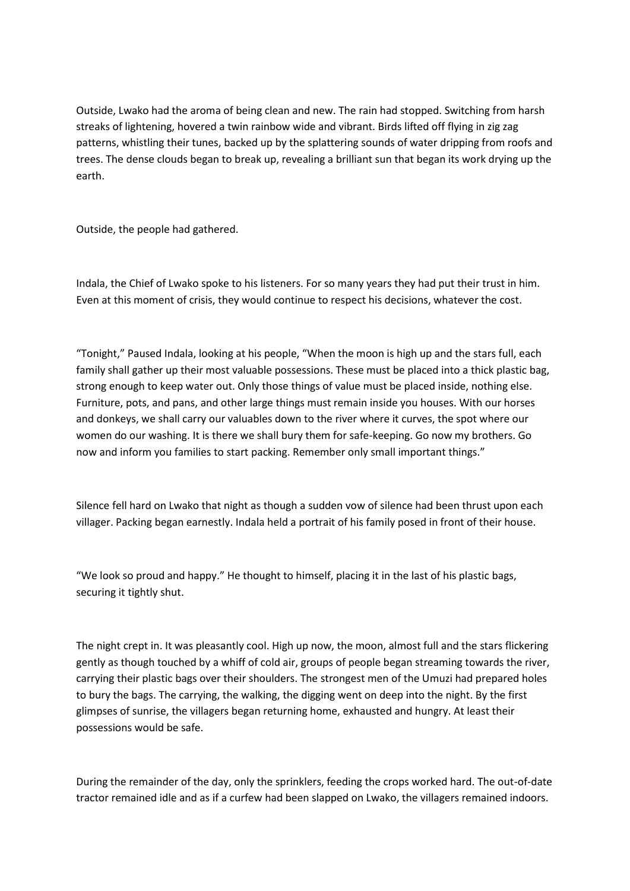Outside, Lwako had the aroma of being clean and new. The rain had stopped. Switching from harsh streaks of lightening, hovered a twin rainbow wide and vibrant. Birds lifted off flying in zig zag patterns, whistling their tunes, backed up by the splattering sounds of water dripping from roofs and trees. The dense clouds began to break up, revealing a brilliant sun that began its work drying up the earth.

Outside, the people had gathered.

Indala, the Chief of Lwako spoke to his listeners. For so many years they had put their trust in him. Even at this moment of crisis, they would continue to respect his decisions, whatever the cost.

“Tonight,” Paused Indala, looking at his people, “When the moon is high up and the stars full, each family shall gather up their most valuable possessions. These must be placed into a thick plastic bag, strong enough to keep water out. Only those things of value must be placed inside, nothing else. Furniture, pots, and pans, and other large things must remain inside you houses. With our horses and donkeys, we shall carry our valuables down to the river where it curves, the spot where our women do our washing. It is there we shall bury them for safe-keeping. Go now my brothers. Go now and inform you families to start packing. Remember only small important things.”

Silence fell hard on Lwako that night as though a sudden vow of silence had been thrust upon each villager. Packing began earnestly. Indala held a portrait of his family posed in front of their house.

“We look so proud and happy.” He thought to himself, placing it in the last of his plastic bags, securing it tightly shut.

The night crept in. It was pleasantly cool. High up now, the moon, almost full and the stars flickering gently as though touched by a whiff of cold air, groups of people began streaming towards the river, carrying their plastic bags over their shoulders. The strongest men of the Umuzi had prepared holes to bury the bags. The carrying, the walking, the digging went on deep into the night. By the first glimpses of sunrise, the villagers began returning home, exhausted and hungry. At least their possessions would be safe.

During the remainder of the day, only the sprinklers, feeding the crops worked hard. The out-of-date tractor remained idle and as if a curfew had been slapped on Lwako, the villagers remained indoors.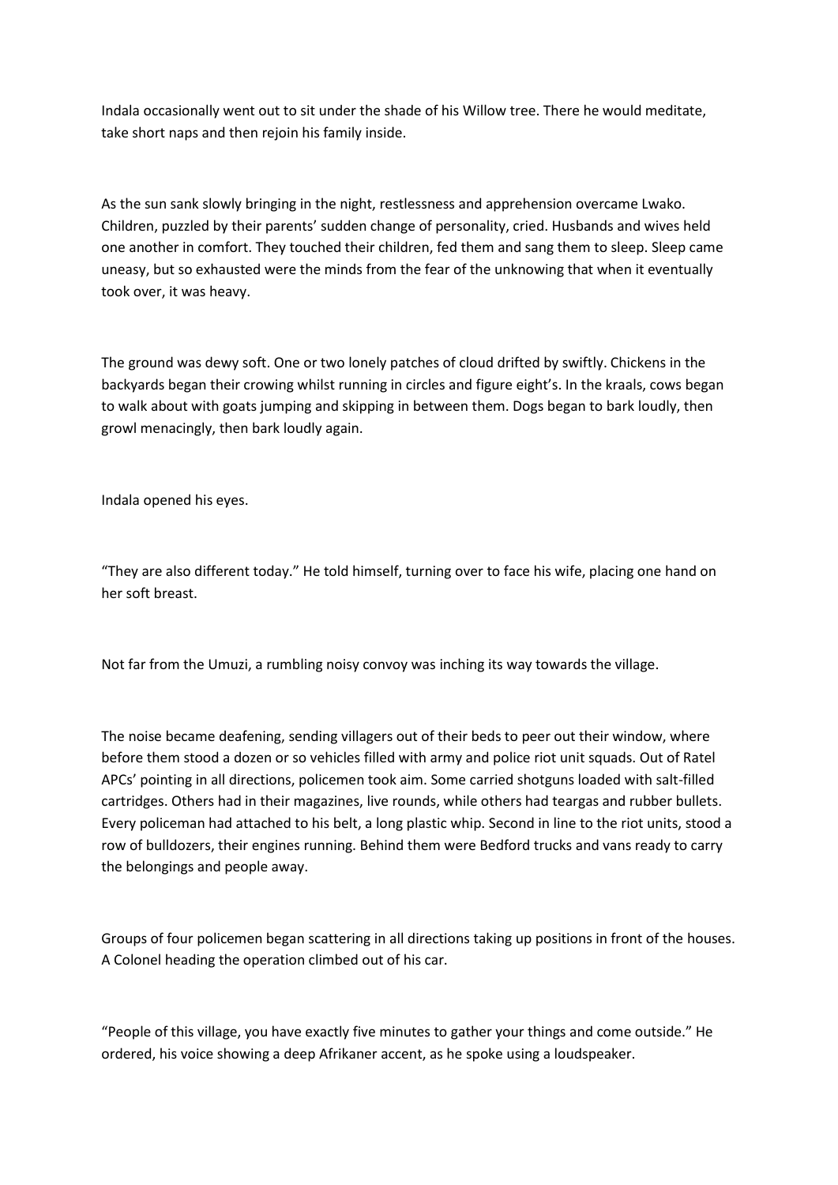Indala occasionally went out to sit under the shade of his Willow tree. There he would meditate, take short naps and then rejoin his family inside.

As the sun sank slowly bringing in the night, restlessness and apprehension overcame Lwako. Children, puzzled by their parents' sudden change of personality, cried. Husbands and wives held one another in comfort. They touched their children, fed them and sang them to sleep. Sleep came uneasy, but so exhausted were the minds from the fear of the unknowing that when it eventually took over, it was heavy.

The ground was dewy soft. One or two lonely patches of cloud drifted by swiftly. Chickens in the backyards began their crowing whilst running in circles and figure eight's. In the kraals, cows began to walk about with goats jumping and skipping in between them. Dogs began to bark loudly, then growl menacingly, then bark loudly again.

Indala opened his eyes.

"They are also different today." He told himself, turning over to face his wife, placing one hand on her soft breast.

Not far from the Umuzi, a rumbling noisy convoy was inching its way towards the village.

The noise became deafening, sending villagers out of their beds to peer out their window, where before them stood a dozen or so vehicles filled with army and police riot unit squads. Out of Ratel APCs' pointing in all directions, policemen took aim. Some carried shotguns loaded with salt-filled cartridges. Others had in their magazines, live rounds, while others had teargas and rubber bullets. Every policeman had attached to his belt, a long plastic whip. Second in line to the riot units, stood a row of bulldozers, their engines running. Behind them were Bedford trucks and vans ready to carry the belongings and people away.

Groups of four policemen began scattering in all directions taking up positions in front of the houses. A Colonel heading the operation climbed out of his car.

"People of this village, you have exactly five minutes to gather your things and come outside." He ordered, his voice showing a deep Afrikaner accent, as he spoke using a loudspeaker.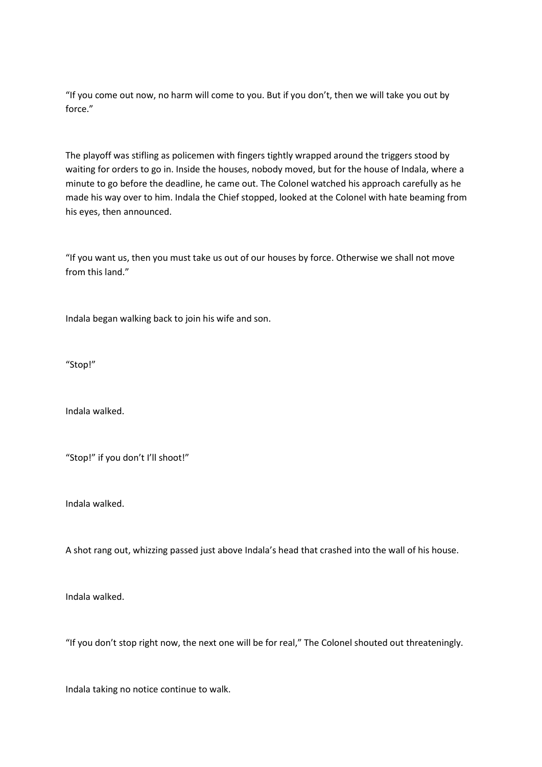“If you come out now, no harm will come to you. But if you don’t, then we will take you out by force.”

The playoff was stifling as policemen with fingers tightly wrapped around the triggers stood by waiting for orders to go in. Inside the houses, nobody moved, but for the house of Indala, where a minute to go before the deadline, he came out. The Colonel watched his approach carefully as he made his way over to him. Indala the Chief stopped, looked at the Colonel with hate beaming from his eyes, then announced.

“If you want us, then you must take us out of our houses by force. Otherwise we shall not move from this land.”

Indala began walking back to join his wife and son.

“Stop!”

Indala walked.

“Stop!” if you don’t I’ll shoot!”

Indala walked.

A shot rang out, whizzing passed just above Indala’s head that crashed into the wall of his house.

Indala walked.

“If you don’t stop right now, the next one will be for real,” The Colonel shouted out threateningly.

Indala taking no notice continue to walk.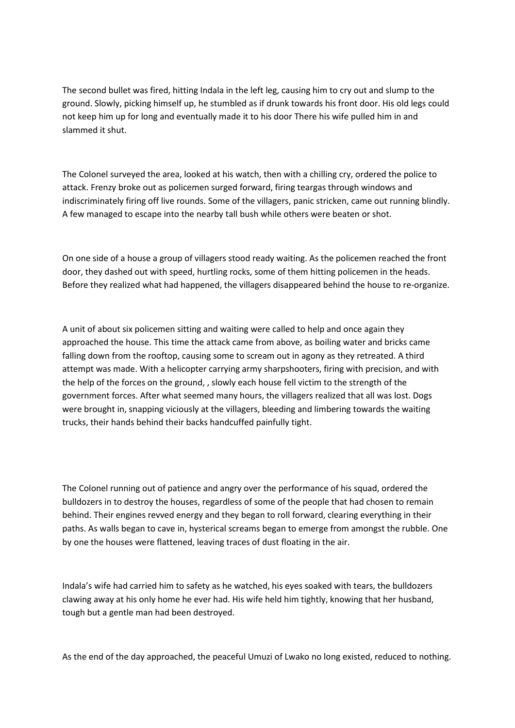The second bullet was fired, hitting Indala in the left leg, causing him to cry out and slump to the ground. Slowly, picking himself up, he stumbled as if drunk towards his front door. His old legs could not keep him up for long and eventually made it to his door There his wife pulled him in and slammed it shut.

The Colonel surveyed the area, looked at his watch, then with a chilling cry, ordered the police to attack. Frenzy broke out as policemen surged forward, firing teargas through windows and indiscriminately firing off live rounds. Some of the villagers, panic stricken, came out running blindly. A few managed to escape into the nearby tall bush while others were beaten or shot.

On one side of a house a group of villagers stood ready waiting. As the policemen reached the front door, they dashed out with speed, hurtling rocks, some of them hitting policemen in the heads. Before they realized what had happened, the villagers disappeared behind the house to re-organize.

A unit of about six policemen sitting and waiting were called to help and once again they approached the house. This time the attack came from above, as boiling water and bricks came falling down from the rooftop, causing some to scream out in agony as they retreated. A third attempt was made. With a helicopter carrying army sharpshooters, firing with precision, and with the help of the forces on the ground, , slowly each house fell victim to the strength of the government forces. After what seemed many hours, the villagers realized that all was lost. Dogs were brought in, snapping viciously at the villagers, bleeding and limbering towards the waiting trucks, their hands behind their backs handcuffed painfully tight.

The Colonel running out of patience and angry over the performance of his squad, ordered the bulldozers in to destroy the houses, regardless of some of the people that had chosen to remain behind. Their engines revved energy and they began to roll forward, clearing everything in their paths. As walls began to cave in, hysterical screams began to emerge from amongst the rubble. One by one the houses were flattened, leaving traces of dust floating in the air.

Indala's wife had carried him to safety as he watched, his eyes soaked with tears, the bulldozers clawing away at his only home he ever had. His wife held him tightly, knowing that her husband, tough but a gentle man had been destroyed.

As the end of the day approached, the peaceful Umuzi of Lwako no long existed, reduced to nothing.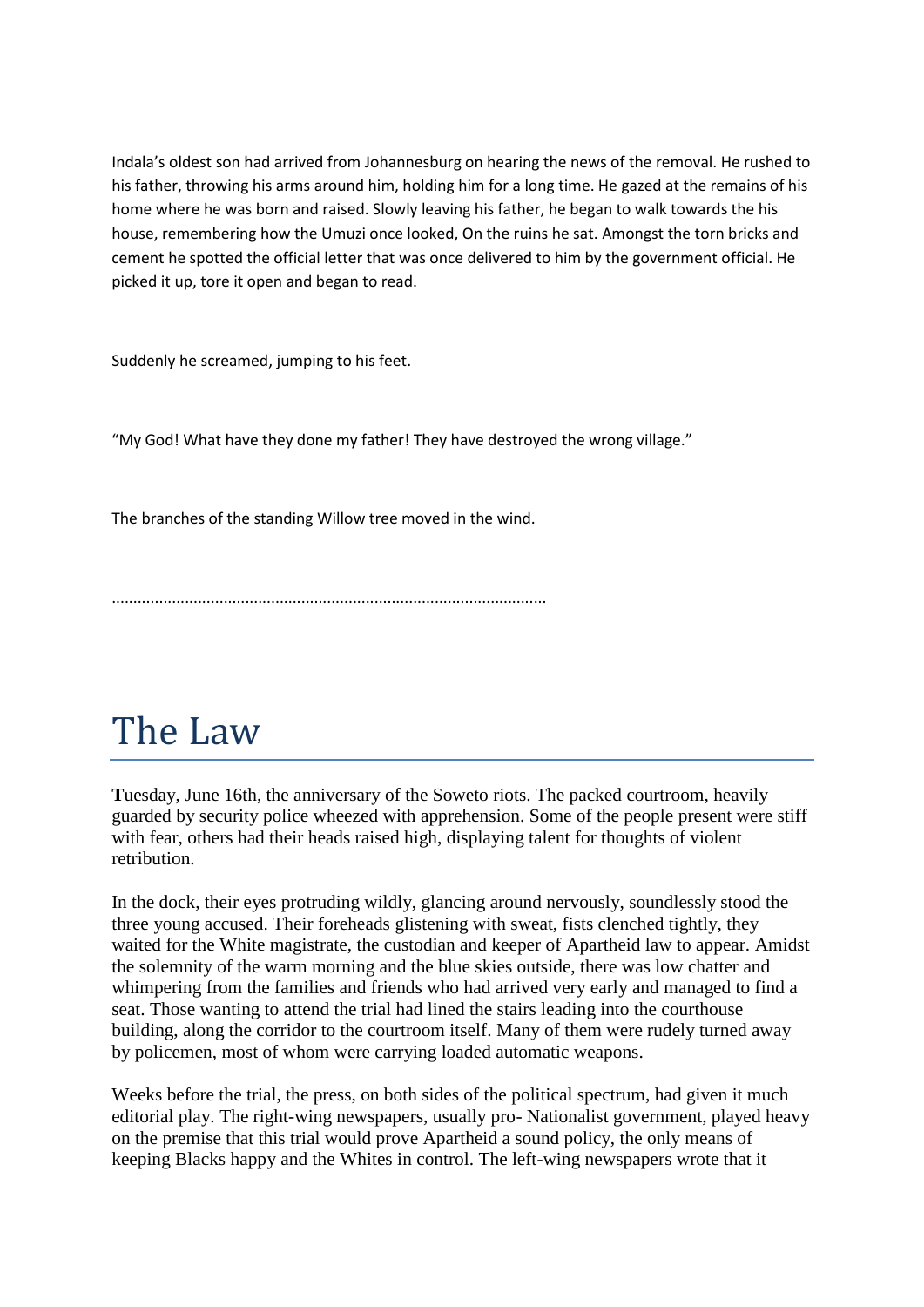Indala's oldest son had arrived from Johannesburg on hearing the news of the removal. He rushed to his father, throwing his arms around him, holding him for a long time. He gazed at the remains of his home where he was born and raised. Slowly leaving his father, he began to walk towards the his house, remembering how the Umuzi once looked, On the ruins he sat. Amongst the torn bricks and cement he spotted the official letter that was once delivered to him by the government official. He picked it up, tore it open and began to read.

Suddenly he screamed, jumping to his feet.

"My God! What have they done my father! They have destroyed the wrong village."

The branches of the standing Willow tree moved in the wind.

....................................................................................................

# The Law

**T**uesday, June 16th, the anniversary of the Soweto riots. The packed courtroom, heavily guarded by security police wheezed with apprehension. Some of the people present were stiff with fear, others had their heads raised high, displaying talent for thoughts of violent retribution.

In the dock, their eyes protruding wildly, glancing around nervously, soundlessly stood the three young accused. Their foreheads glistening with sweat, fists clenched tightly, they waited for the White magistrate, the custodian and keeper of Apartheid law to appear. Amidst the solemnity of the warm morning and the blue skies outside, there was low chatter and whimpering from the families and friends who had arrived very early and managed to find a seat. Those wanting to attend the trial had lined the stairs leading into the courthouse building, along the corridor to the courtroom itself. Many of them were rudely turned away by policemen, most of whom were carrying loaded automatic weapons.

Weeks before the trial, the press, on both sides of the political spectrum, had given it much editorial play. The right-wing newspapers, usually pro- Nationalist government, played heavy on the premise that this trial would prove Apartheid a sound policy, the only means of keeping Blacks happy and the Whites in control. The left-wing newspapers wrote that it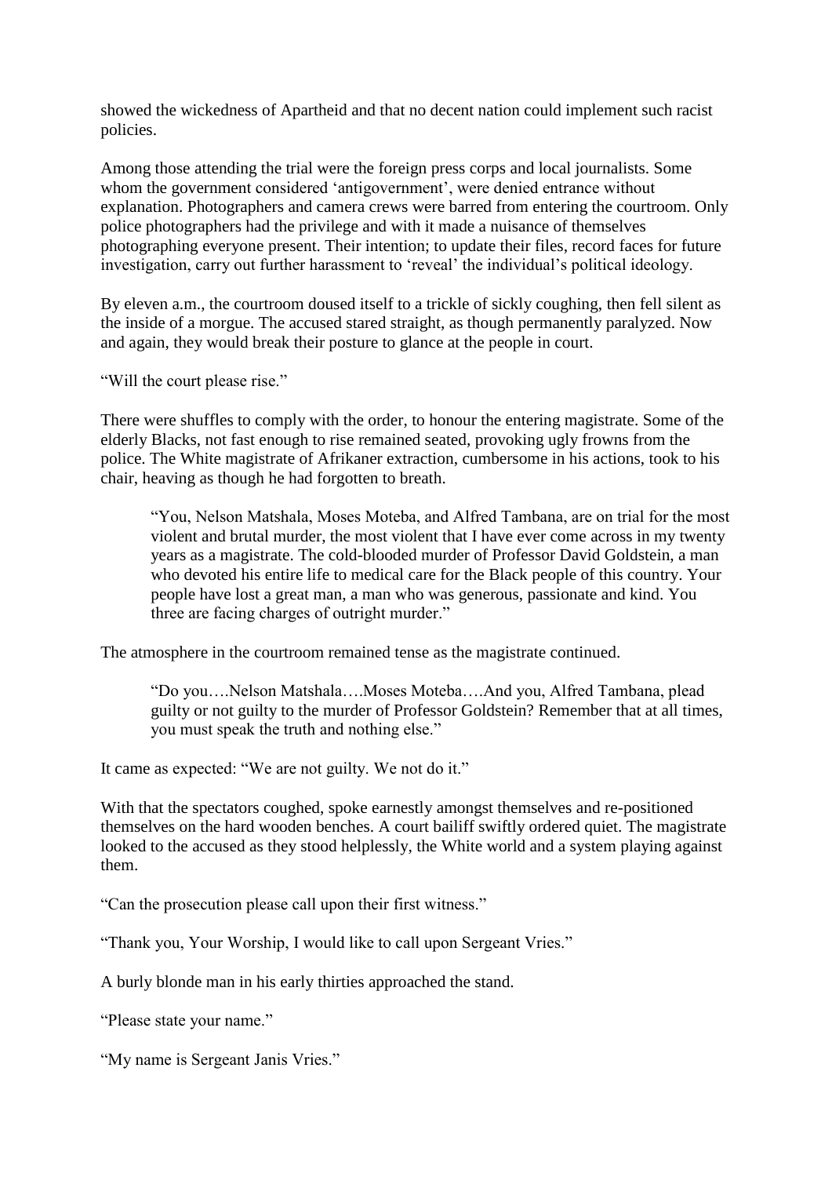showed the wickedness of Apartheid and that no decent nation could implement such racist policies.

Among those attending the trial were the foreign press corps and local journalists. Some whom the government considered 'antigovernment', were denied entrance without explanation. Photographers and camera crews were barred from entering the courtroom. Only police photographers had the privilege and with it made a nuisance of themselves photographing everyone present. Their intention; to update their files, record faces for future investigation, carry out further harassment to 'reveal' the individual's political ideology.

By eleven a.m., the courtroom doused itself to a trickle of sickly coughing, then fell silent as the inside of a morgue. The accused stared straight, as though permanently paralyzed. Now and again, they would break their posture to glance at the people in court.

"Will the court please rise."

There were shuffles to comply with the order, to honour the entering magistrate. Some of the elderly Blacks, not fast enough to rise remained seated, provoking ugly frowns from the police. The White magistrate of Afrikaner extraction, cumbersome in his actions, took to his chair, heaving as though he had forgotten to breath.

> "You, Nelson Matshala, Moses Moteba, and Alfred Tambana, are on trial for the most violent and brutal murder, the most violent that I have ever come across in my twenty years as a magistrate. The cold-blooded murder of Professor David Goldstein, a man who devoted his entire life to medical care for the Black people of this country. Your people have lost a great man, a man who was generous, passionate and kind. You three are facing charges of outright murder."

The atmosphere in the courtroom remained tense as the magistrate continued.

> "Do you….Nelson Matshala….Moses Moteba….And you, Alfred Tambana, plead guilty or not guilty to the murder of Professor Goldstein? Remember that at all times, you must speak the truth and nothing else."

It came as expected: "We are not guilty. We not do it."

With that the spectators coughed, spoke earnestly amongst themselves and re-positioned themselves on the hard wooden benches. A court bailiff swiftly ordered quiet. The magistrate looked to the accused as they stood helplessly, the White world and a system playing against them.

"Can the prosecution please call upon their first witness."

"Thank you, Your Worship, I would like to call upon Sergeant Vries."

A burly blonde man in his early thirties approached the stand.

"Please state your name."

"My name is Sergeant Janis Vries."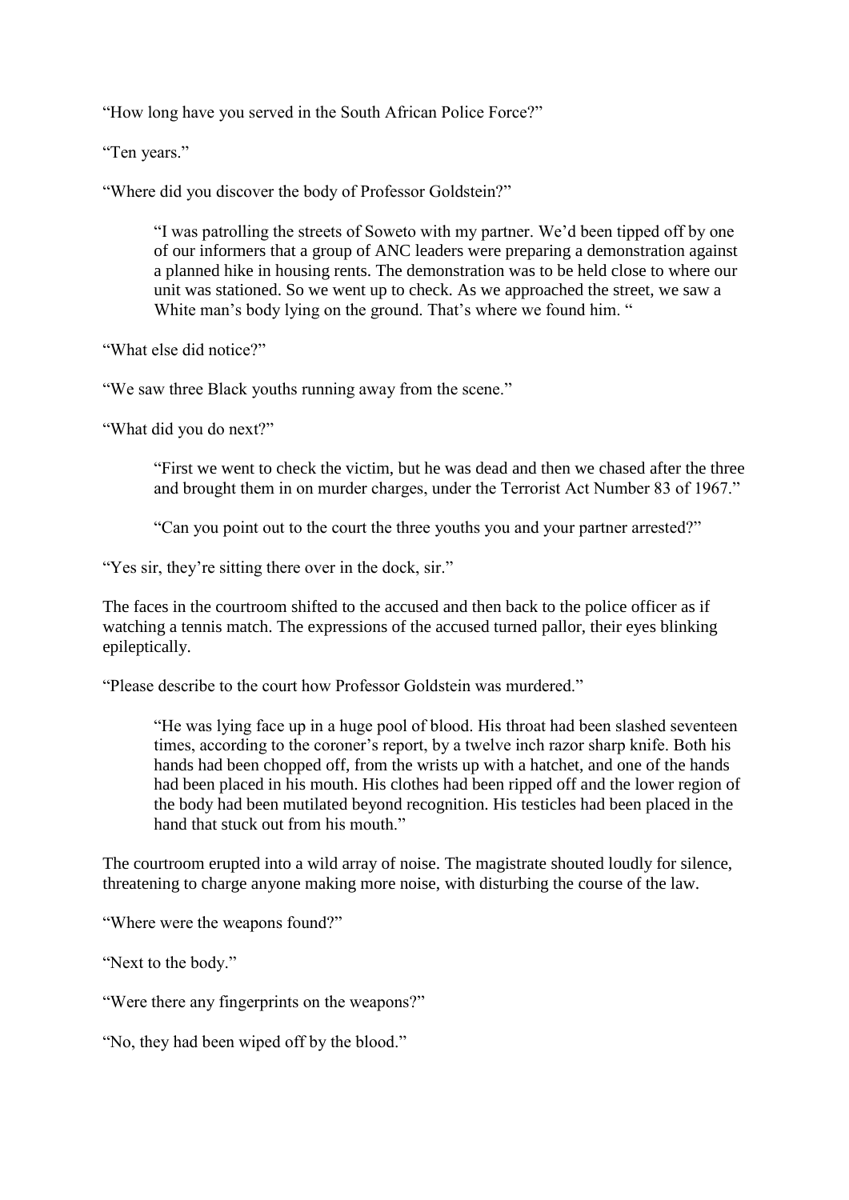"How long have you served in the South African Police Force?"

"Ten years."

"Where did you discover the body of Professor Goldstein?"

> "I was patrolling the streets of Soweto with my partner. We'd been tipped off by one of our informers that a group of ANC leaders were preparing a demonstration against a planned hike in housing rents. The demonstration was to be held close to where our unit was stationed. So we went up to check. As we approached the street, we saw a White man's body lying on the ground. That's where we found him. "

"What else did notice?"

"We saw three Black youths running away from the scene."

"What did you do next?"

> "First we went to check the victim, but he was dead and then we chased after the three and brought them in on murder charges, under the Terrorist Act Number 83 of 1967."
>
> "Can you point out to the court the three youths you and your partner arrested?"

"Yes sir, they're sitting there over in the dock, sir."

The faces in the courtroom shifted to the accused and then back to the police officer as if watching a tennis match. The expressions of the accused turned pallor, their eyes blinking epileptically.

"Please describe to the court how Professor Goldstein was murdered."

> "He was lying face up in a huge pool of blood. His throat had been slashed seventeen times, according to the coroner's report, by a twelve inch razor sharp knife. Both his hands had been chopped off, from the wrists up with a hatchet, and one of the hands had been placed in his mouth. His clothes had been ripped off and the lower region of the body had been mutilated beyond recognition. His testicles had been placed in the hand that stuck out from his mouth."

The courtroom erupted into a wild array of noise. The magistrate shouted loudly for silence, threatening to charge anyone making more noise, with disturbing the course of the law.

"Where were the weapons found?"

"Next to the body."

"Were there any fingerprints on the weapons?"

"No, they had been wiped off by the blood."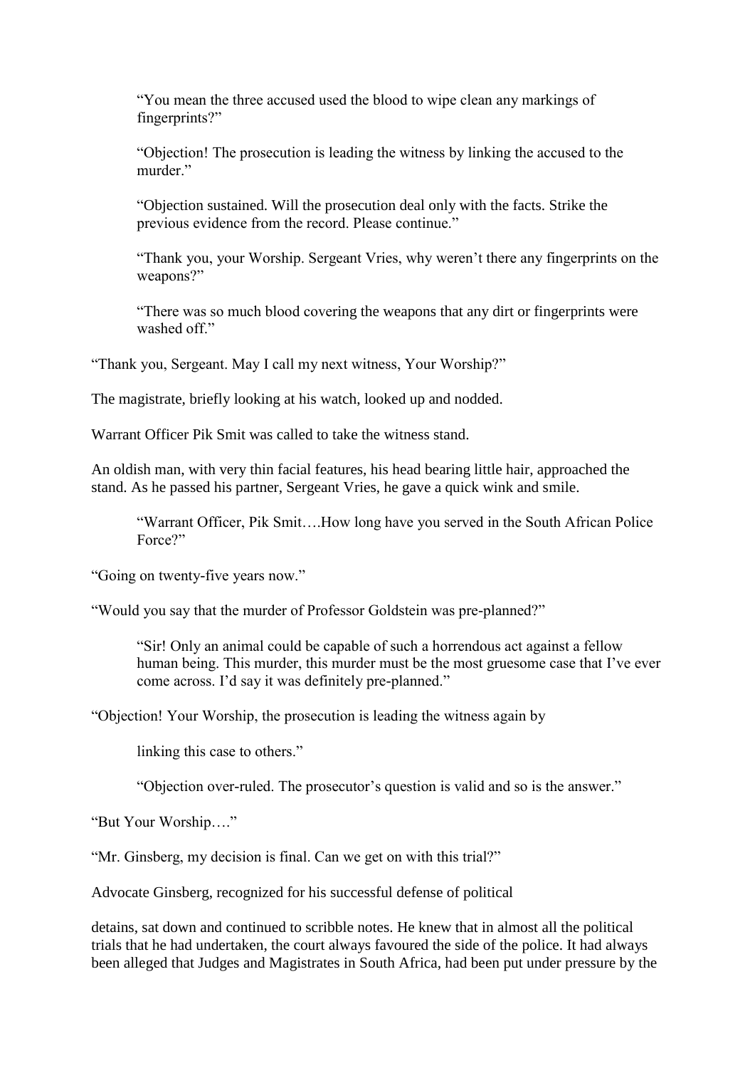"You mean the three accused used the blood to wipe clean any markings of fingerprints?"

"Objection! The prosecution is leading the witness by linking the accused to the murder."

"Objection sustained. Will the prosecution deal only with the facts. Strike the previous evidence from the record. Please continue."

"Thank you, your Worship. Sergeant Vries, why weren't there any fingerprints on the weapons?"

"There was so much blood covering the weapons that any dirt or fingerprints were washed off."

"Thank you, Sergeant. May I call my next witness, Your Worship?"

The magistrate, briefly looking at his watch, looked up and nodded.

Warrant Officer Pik Smit was called to take the witness stand.

An oldish man, with very thin facial features, his head bearing little hair, approached the stand. As he passed his partner, Sergeant Vries, he gave a quick wink and smile.

"Warrant Officer, Pik Smit….How long have you served in the South African Police Force?"

"Going on twenty-five years now."

"Would you say that the murder of Professor Goldstein was pre-planned?"

"Sir! Only an animal could be capable of such a horrendous act against a fellow human being. This murder, this murder must be the most gruesome case that I've ever come across. I'd say it was definitely pre-planned."

"Objection! Your Worship, the prosecution is leading the witness again by

linking this case to others."

"Objection over-ruled. The prosecutor's question is valid and so is the answer."

"But Your Worship…."

"Mr. Ginsberg, my decision is final. Can we get on with this trial?"

Advocate Ginsberg, recognized for his successful defense of political

detains, sat down and continued to scribble notes. He knew that in almost all the political trials that he had undertaken, the court always favoured the side of the police. It had always been alleged that Judges and Magistrates in South Africa, had been put under pressure by the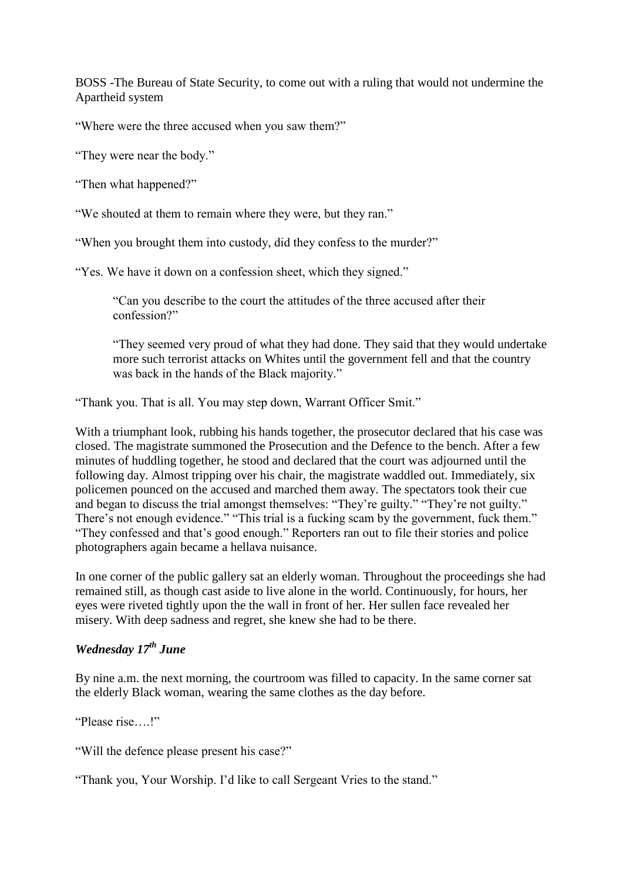BOSS -The Bureau of State Security, to come out with a ruling that would not undermine the Apartheid system

"Where were the three accused when you saw them?"

"They were near the body."

"Then what happened?"

"We shouted at them to remain where they were, but they ran."

"When you brought them into custody, did they confess to the murder?"

"Yes. We have it down on a confession sheet, which they signed."

> "Can you describe to the court the attitudes of the three accused after their confession?"
>
> "They seemed very proud of what they had done. They said that they would undertake more such terrorist attacks on Whites until the government fell and that the country was back in the hands of the Black majority."

"Thank you. That is all. You may step down, Warrant Officer Smit."

With a triumphant look, rubbing his hands together, the prosecutor declared that his case was closed. The magistrate summoned the Prosecution and the Defence to the bench. After a few minutes of huddling together, he stood and declared that the court was adjourned until the following day. Almost tripping over his chair, the magistrate waddled out. Immediately, six policemen pounced on the accused and marched them away. The spectators took their cue and began to discuss the trial amongst themselves: "They're guilty." "They're not guilty." There's not enough evidence." "This trial is a fucking scam by the government, fuck them." "They confessed and that's good enough." Reporters ran out to file their stories and police photographers again became a hellava nuisance.

In one corner of the public gallery sat an elderly woman. Throughout the proceedings she had remained still, as though cast aside to live alone in the world. Continuously, for hours, her eyes were riveted tightly upon the the wall in front of her. Her sullen face revealed her misery. With deep sadness and regret, she knew she had to be there.

### *Wednesday 17th June*

By nine a.m. the next morning, the courtroom was filled to capacity. In the same corner sat the elderly Black woman, wearing the same clothes as the day before.

"Please rise….!"

"Will the defence please present his case?"

"Thank you, Your Worship. I'd like to call Sergeant Vries to the stand."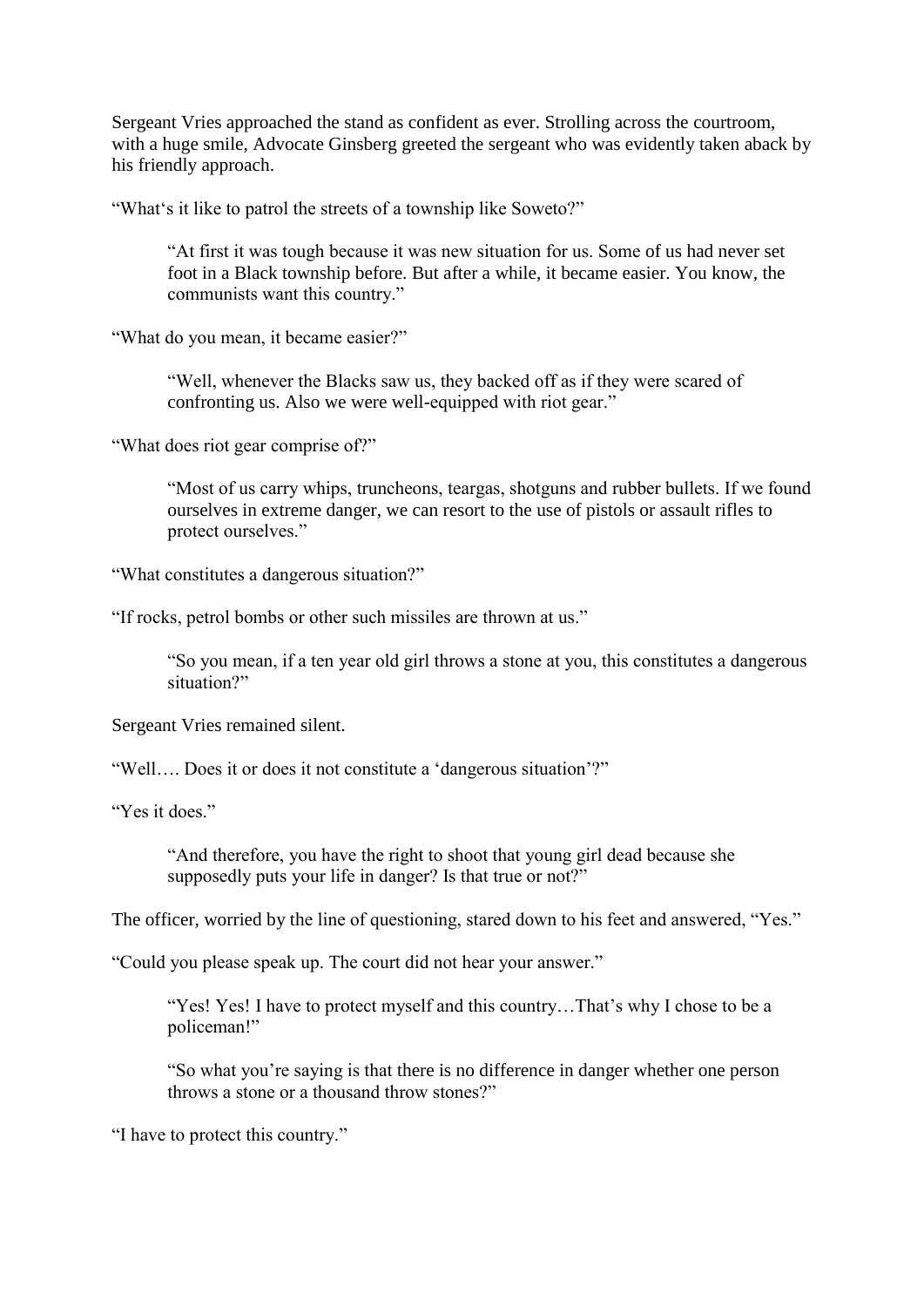Sergeant Vries approached the stand as confident as ever. Strolling across the courtroom, with a huge smile, Advocate Ginsberg greeted the sergeant who was evidently taken aback by his friendly approach.

"What's it like to patrol the streets of a township like Soweto?"

> "At first it was tough because it was new situation for us. Some of us had never set foot in a Black township before. But after a while, it became easier. You know, the communists want this country."

"What do you mean, it became easier?"

> "Well, whenever the Blacks saw us, they backed off as if they were scared of confronting us. Also we were well-equipped with riot gear."

"What does riot gear comprise of?"

> "Most of us carry whips, truncheons, teargas, shotguns and rubber bullets. If we found ourselves in extreme danger, we can resort to the use of pistols or assault rifles to protect ourselves."

"What constitutes a dangerous situation?"

"If rocks, petrol bombs or other such missiles are thrown at us."

> "So you mean, if a ten year old girl throws a stone at you, this constitutes a dangerous situation?"

Sergeant Vries remained silent.

"Well…. Does it or does it not constitute a 'dangerous situation'?"

"Yes it does."

> "And therefore, you have the right to shoot that young girl dead because she supposedly puts your life in danger? Is that true or not?"

The officer, worried by the line of questioning, stared down to his feet and answered, "Yes."

"Could you please speak up. The court did not hear your answer."

> "Yes! Yes! I have to protect myself and this country…That's why I chose to be a policeman!"

> "So what you're saying is that there is no difference in danger whether one person throws a stone or a thousand throw stones?"

"I have to protect this country."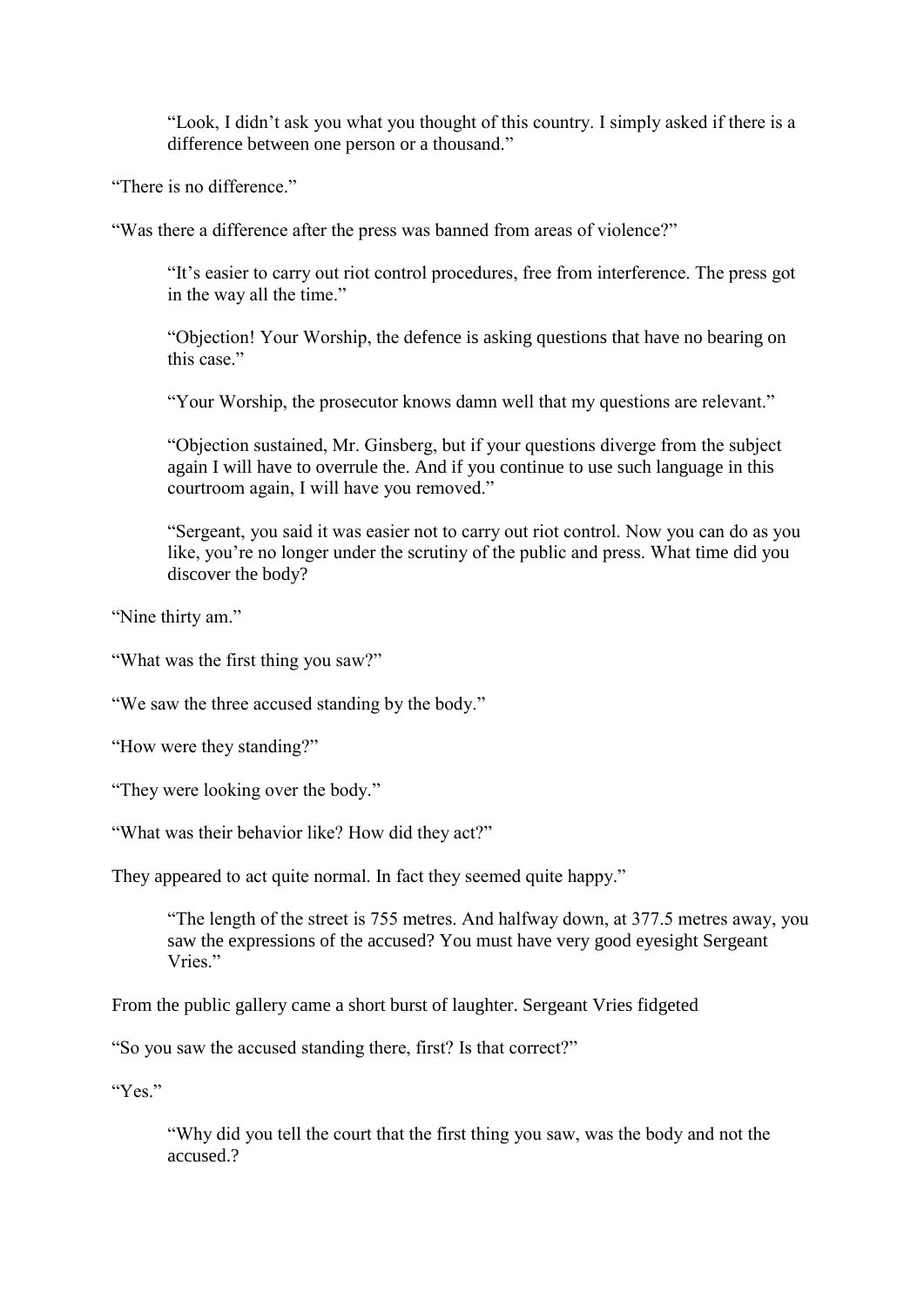"Look, I didn't ask you what you thought of this country. I simply asked if there is a difference between one person or a thousand."

"There is no difference."

"Was there a difference after the press was banned from areas of violence?"

"It's easier to carry out riot control procedures, free from interference. The press got in the way all the time."

"Objection! Your Worship, the defence is asking questions that have no bearing on this case."

"Your Worship, the prosecutor knows damn well that my questions are relevant."

"Objection sustained, Mr. Ginsberg, but if your questions diverge from the subject again I will have to overrule the. And if you continue to use such language in this courtroom again, I will have you removed."

"Sergeant, you said it was easier not to carry out riot control. Now you can do as you like, you're no longer under the scrutiny of the public and press. What time did you discover the body?

"Nine thirty am."

"What was the first thing you saw?"

"We saw the three accused standing by the body."

"How were they standing?"

"They were looking over the body."

"What was their behavior like? How did they act?"

They appeared to act quite normal. In fact they seemed quite happy."

"The length of the street is 755 metres. And halfway down, at 377.5 metres away, you saw the expressions of the accused? You must have very good eyesight Sergeant Vries."

From the public gallery came a short burst of laughter. Sergeant Vries fidgeted

"So you saw the accused standing there, first? Is that correct?"

"Yes."

"Why did you tell the court that the first thing you saw, was the body and not the accused.?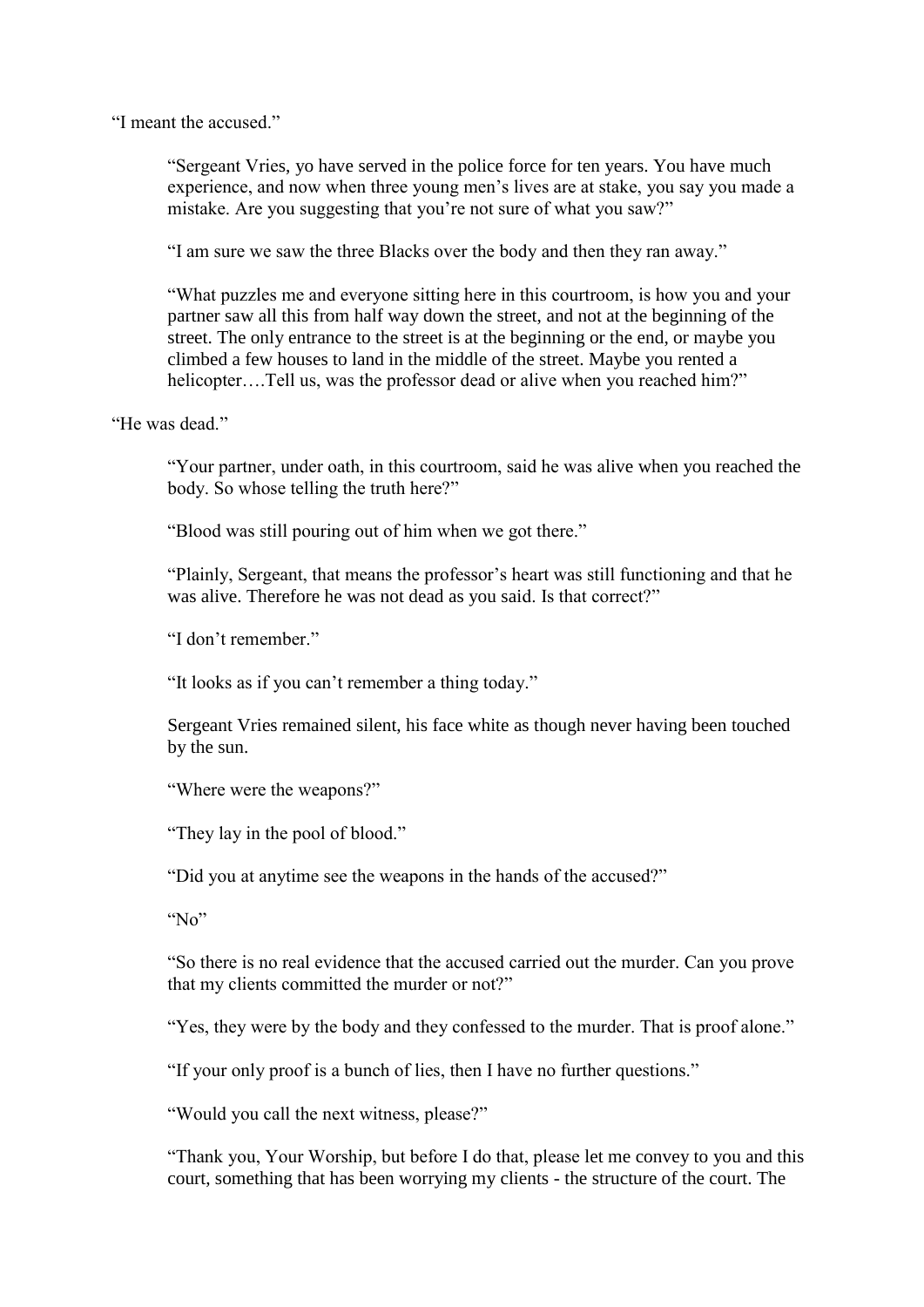"I meant the accused."

"Sergeant Vries, yo have served in the police force for ten years. You have much experience, and now when three young men's lives are at stake, you say you made a mistake. Are you suggesting that you're not sure of what you saw?"

"I am sure we saw the three Blacks over the body and then they ran away."

"What puzzles me and everyone sitting here in this courtroom, is how you and your partner saw all this from half way down the street, and not at the beginning of the street. The only entrance to the street is at the beginning or the end, or maybe you climbed a few houses to land in the middle of the street. Maybe you rented a helicopter….Tell us, was the professor dead or alive when you reached him?"

"He was dead."

"Your partner, under oath, in this courtroom, said he was alive when you reached the body. So whose telling the truth here?"

"Blood was still pouring out of him when we got there."

"Plainly, Sergeant, that means the professor's heart was still functioning and that he was alive. Therefore he was not dead as you said. Is that correct?"

"I don't remember."

"It looks as if you can't remember a thing today."

Sergeant Vries remained silent, his face white as though never having been touched by the sun.

"Where were the weapons?"

"They lay in the pool of blood."

"Did you at anytime see the weapons in the hands of the accused?"

"No"

"So there is no real evidence that the accused carried out the murder. Can you prove that my clients committed the murder or not?"

"Yes, they were by the body and they confessed to the murder. That is proof alone."

"If your only proof is a bunch of lies, then I have no further questions."

"Would you call the next witness, please?"

"Thank you, Your Worship, but before I do that, please let me convey to you and this court, something that has been worrying my clients - the structure of the court. The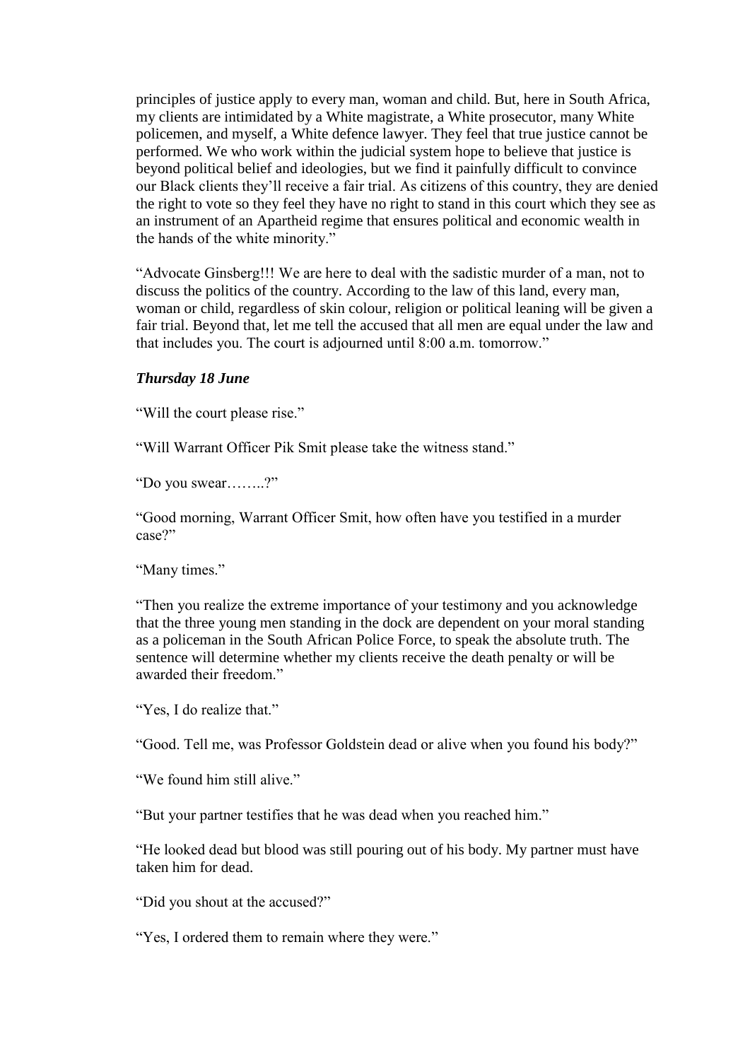principles of justice apply to every man, woman and child. But, here in South Africa, my clients are intimidated by a White magistrate, a White prosecutor, many White policemen, and myself, a White defence lawyer. They feel that true justice cannot be performed. We who work within the judicial system hope to believe that justice is beyond political belief and ideologies, but we find it painfully difficult to convince our Black clients they'll receive a fair trial. As citizens of this country, they are denied the right to vote so they feel they have no right to stand in this court which they see as an instrument of an Apartheid regime that ensures political and economic wealth in the hands of the white minority."

"Advocate Ginsberg!!! We are here to deal with the sadistic murder of a man, not to discuss the politics of the country. According to the law of this land, every man, woman or child, regardless of skin colour, religion or political leaning will be given a fair trial. Beyond that, let me tell the accused that all men are equal under the law and that includes you. The court is adjourned until 8:00 a.m. tomorrow."

***Thursday 18 June***

"Will the court please rise."

"Will Warrant Officer Pik Smit please take the witness stand."

"Do you swear……..?"

"Good morning, Warrant Officer Smit, how often have you testified in a murder case?"

"Many times."

"Then you realize the extreme importance of your testimony and you acknowledge that the three young men standing in the dock are dependent on your moral standing as a policeman in the South African Police Force, to speak the absolute truth. The sentence will determine whether my clients receive the death penalty or will be awarded their freedom."

"Yes, I do realize that."

"Good. Tell me, was Professor Goldstein dead or alive when you found his body?"

"We found him still alive."

"But your partner testifies that he was dead when you reached him."

"He looked dead but blood was still pouring out of his body. My partner must have taken him for dead.

"Did you shout at the accused?"

"Yes, I ordered them to remain where they were."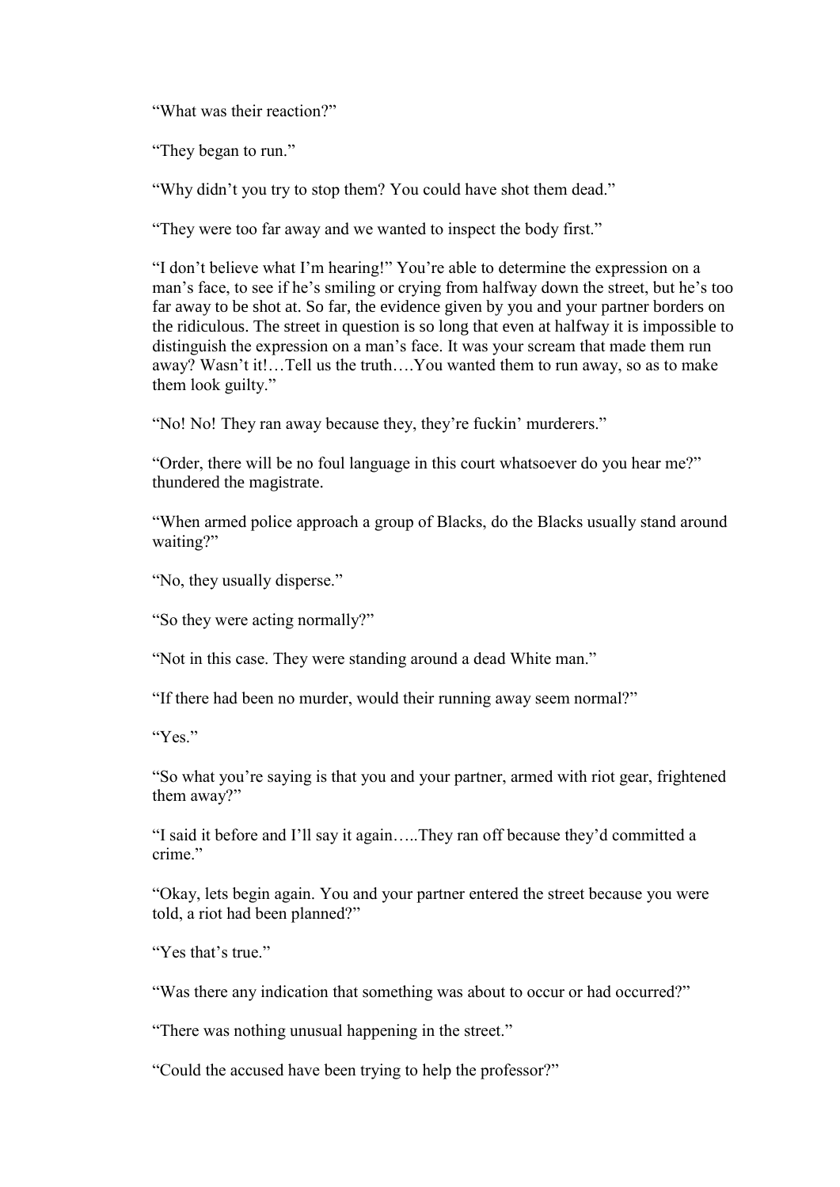"What was their reaction?"

"They began to run."

"Why didn't you try to stop them? You could have shot them dead."

"They were too far away and we wanted to inspect the body first."

"I don't believe what I'm hearing!" You're able to determine the expression on a man's face, to see if he's smiling or crying from halfway down the street, but he's too far away to be shot at. So far, the evidence given by you and your partner borders on the ridiculous. The street in question is so long that even at halfway it is impossible to distinguish the expression on a man's face. It was your scream that made them run away? Wasn't it!…Tell us the truth….You wanted them to run away, so as to make them look guilty."

"No! No! They ran away because they, they're fuckin' murderers."

"Order, there will be no foul language in this court whatsoever do you hear me?" thundered the magistrate.

"When armed police approach a group of Blacks, do the Blacks usually stand around waiting?"

"No, they usually disperse."

"So they were acting normally?"

"Not in this case. They were standing around a dead White man."

"If there had been no murder, would their running away seem normal?"

"Yes."

"So what you're saying is that you and your partner, armed with riot gear, frightened them away?"

"I said it before and I'll say it again…..They ran off because they'd committed a crime."

"Okay, lets begin again. You and your partner entered the street because you were told, a riot had been planned?"

"Yes that's true."

"Was there any indication that something was about to occur or had occurred?"

"There was nothing unusual happening in the street."

"Could the accused have been trying to help the professor?"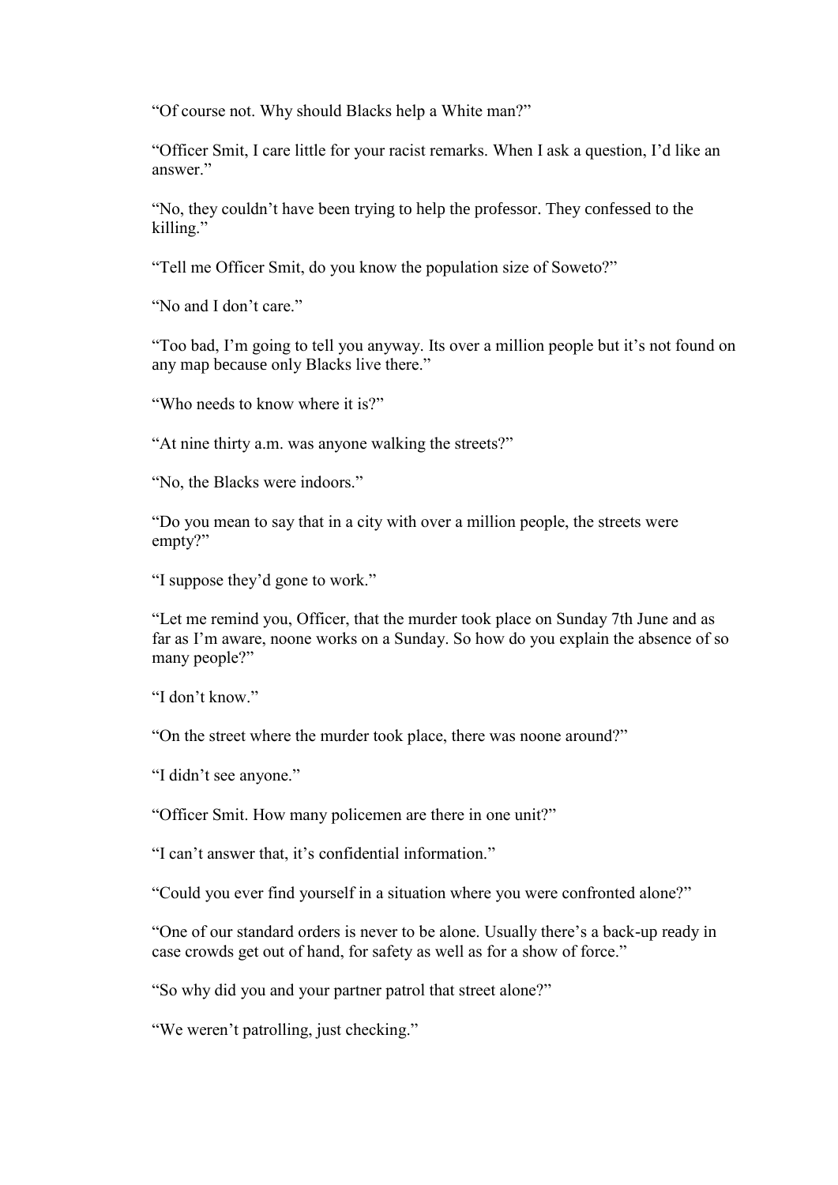"Of course not. Why should Blacks help a White man?"

"Officer Smit, I care little for your racist remarks. When I ask a question, I'd like an answer."

"No, they couldn't have been trying to help the professor. They confessed to the killing."

"Tell me Officer Smit, do you know the population size of Soweto?"

"No and I don't care."

"Too bad, I'm going to tell you anyway. Its over a million people but it's not found on any map because only Blacks live there."

"Who needs to know where it is?"

"At nine thirty a.m. was anyone walking the streets?"

"No, the Blacks were indoors."

"Do you mean to say that in a city with over a million people, the streets were empty?"

"I suppose they'd gone to work."

"Let me remind you, Officer, that the murder took place on Sunday 7th June and as far as I'm aware, noone works on a Sunday. So how do you explain the absence of so many people?"

"I don't know."

"On the street where the murder took place, there was noone around?"

"I didn't see anyone."

"Officer Smit. How many policemen are there in one unit?"

"I can't answer that, it's confidential information."

"Could you ever find yourself in a situation where you were confronted alone?"

"One of our standard orders is never to be alone. Usually there's a back-up ready in case crowds get out of hand, for safety as well as for a show of force."

"So why did you and your partner patrol that street alone?"

"We weren't patrolling, just checking."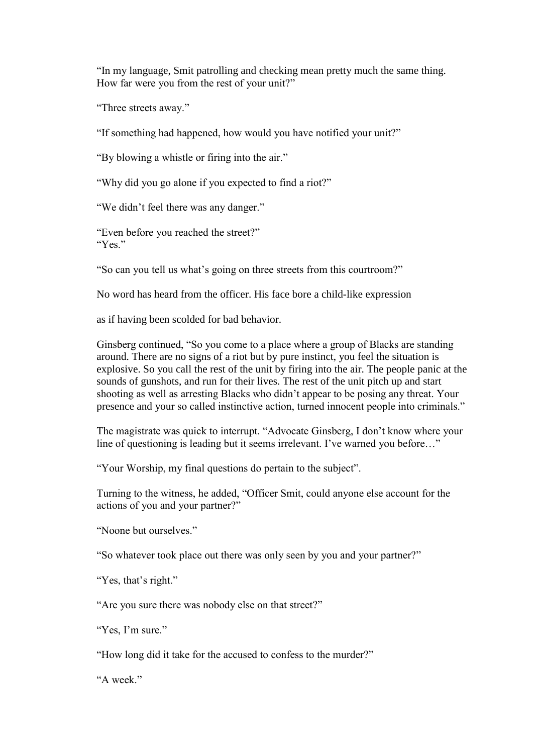"In my language, Smit patrolling and checking mean pretty much the same thing. How far were you from the rest of your unit?"

"Three streets away."

"If something had happened, how would you have notified your unit?"

"By blowing a whistle or firing into the air."

"Why did you go alone if you expected to find a riot?"

"We didn't feel there was any danger."

"Even before you reached the street?"
"Yes."

"So can you tell us what's going on three streets from this courtroom?"

No word has heard from the officer. His face bore a child-like expression

as if having been scolded for bad behavior.

Ginsberg continued, "So you come to a place where a group of Blacks are standing around. There are no signs of a riot but by pure instinct, you feel the situation is explosive. So you call the rest of the unit by firing into the air. The people panic at the sounds of gunshots, and run for their lives. The rest of the unit pitch up and start shooting as well as arresting Blacks who didn't appear to be posing any threat. Your presence and your so called instinctive action, turned innocent people into criminals."

The magistrate was quick to interrupt. "Advocate Ginsberg, I don't know where your line of questioning is leading but it seems irrelevant. I've warned you before…"

"Your Worship, my final questions do pertain to the subject".

Turning to the witness, he added, "Officer Smit, could anyone else account for the actions of you and your partner?"

"Noone but ourselves."

"So whatever took place out there was only seen by you and your partner?"

"Yes, that's right."

"Are you sure there was nobody else on that street?"

"Yes, I'm sure."

"How long did it take for the accused to confess to the murder?"

"A week."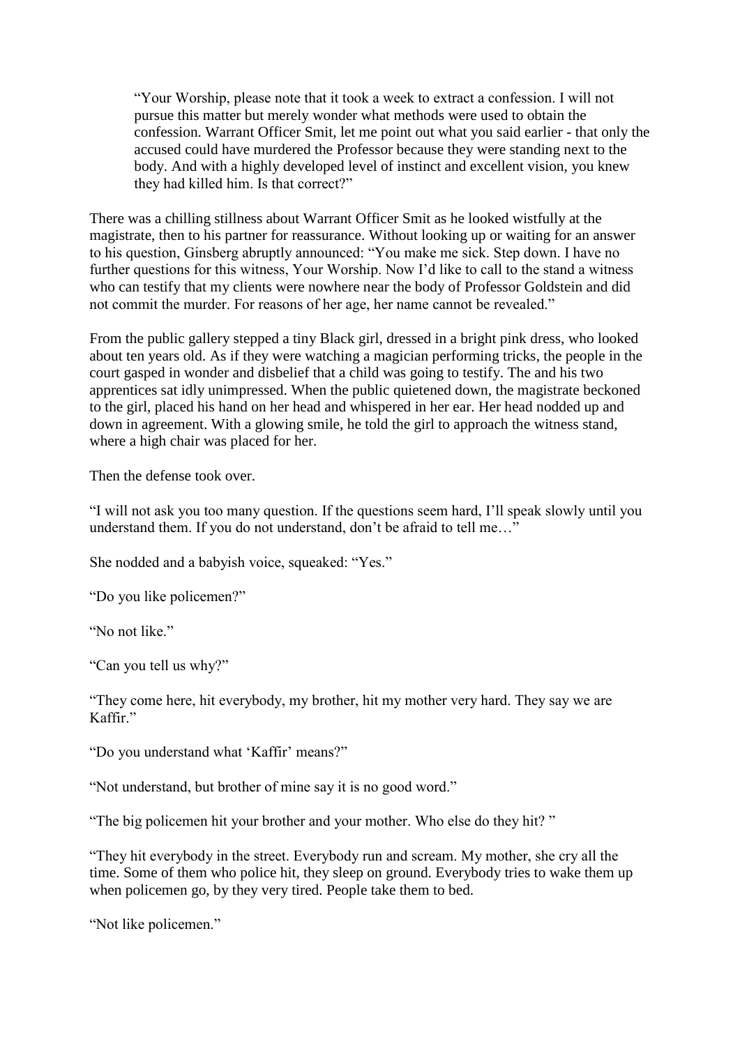> "Your Worship, please note that it took a week to extract a confession. I will not pursue this matter but merely wonder what methods were used to obtain the confession. Warrant Officer Smit, let me point out what you said earlier - that only the accused could have murdered the Professor because they were standing next to the body. And with a highly developed level of instinct and excellent vision, you knew they had killed him. Is that correct?"

There was a chilling stillness about Warrant Officer Smit as he looked wistfully at the magistrate, then to his partner for reassurance. Without looking up or waiting for an answer to his question, Ginsberg abruptly announced: "You make me sick. Step down. I have no further questions for this witness, Your Worship. Now I'd like to call to the stand a witness who can testify that my clients were nowhere near the body of Professor Goldstein and did not commit the murder. For reasons of her age, her name cannot be revealed."

From the public gallery stepped a tiny Black girl, dressed in a bright pink dress, who looked about ten years old. As if they were watching a magician performing tricks, the people in the court gasped in wonder and disbelief that a child was going to testify. The and his two apprentices sat idly unimpressed. When the public quietened down, the magistrate beckoned to the girl, placed his hand on her head and whispered in her ear. Her head nodded up and down in agreement. With a glowing smile, he told the girl to approach the witness stand, where a high chair was placed for her.

Then the defense took over.

"I will not ask you too many question. If the questions seem hard, I'll speak slowly until you understand them. If you do not understand, don't be afraid to tell me…"

She nodded and a babyish voice, squeaked: "Yes."

"Do you like policemen?"

"No not like."

"Can you tell us why?"

"They come here, hit everybody, my brother, hit my mother very hard. They say we are Kaffir."

"Do you understand what 'Kaffir' means?"

"Not understand, but brother of mine say it is no good word."

"The big policemen hit your brother and your mother. Who else do they hit? "

"They hit everybody in the street. Everybody run and scream. My mother, she cry all the time. Some of them who police hit, they sleep on ground. Everybody tries to wake them up when policemen go, by they very tired. People take them to bed.

"Not like policemen."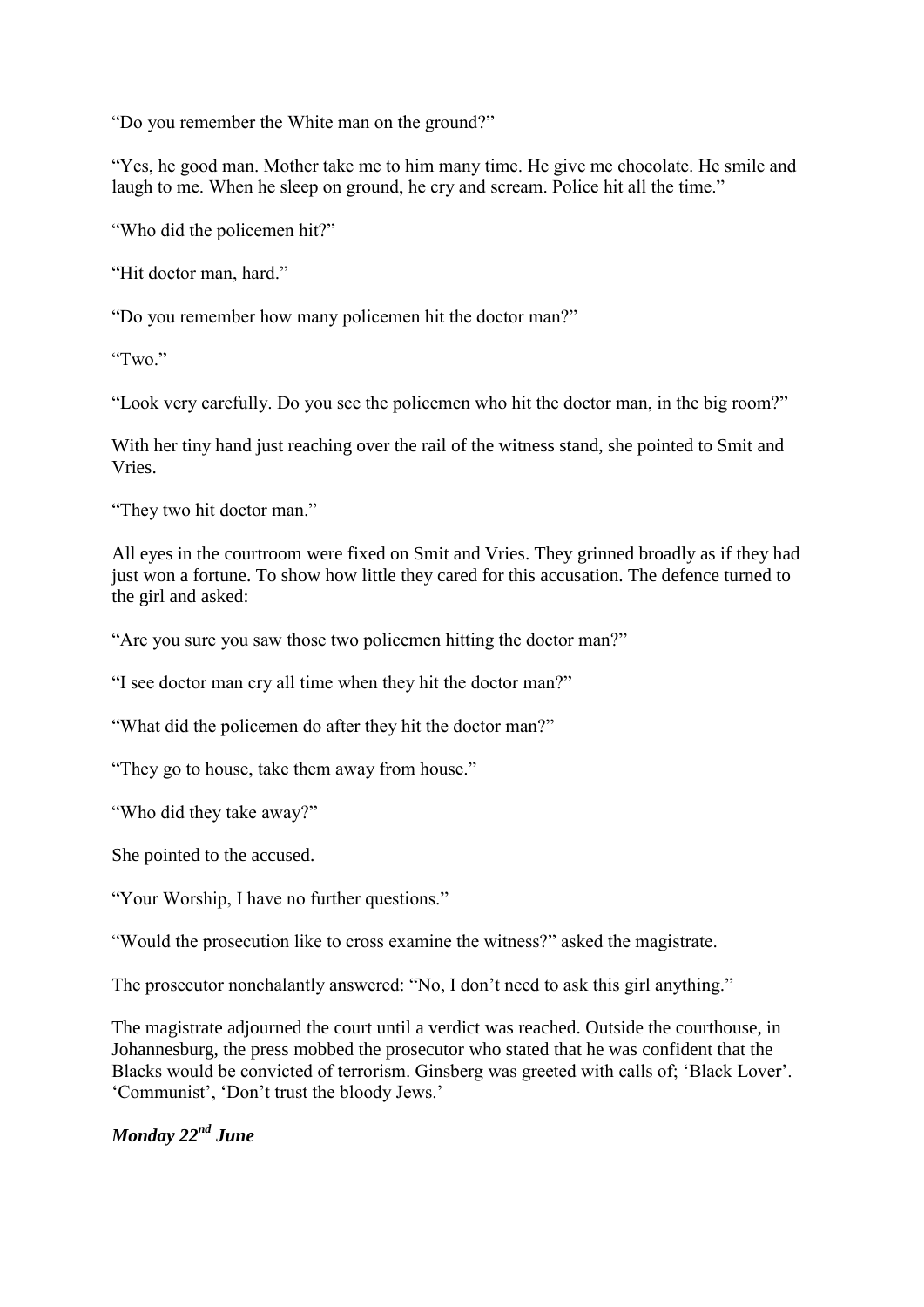"Do you remember the White man on the ground?"

"Yes, he good man. Mother take me to him many time. He give me chocolate. He smile and laugh to me. When he sleep on ground, he cry and scream. Police hit all the time."

"Who did the policemen hit?"

"Hit doctor man, hard."

"Do you remember how many policemen hit the doctor man?"

"Two."

"Look very carefully. Do you see the policemen who hit the doctor man, in the big room?"

With her tiny hand just reaching over the rail of the witness stand, she pointed to Smit and Vries.

"They two hit doctor man."

All eyes in the courtroom were fixed on Smit and Vries. They grinned broadly as if they had just won a fortune. To show how little they cared for this accusation. The defence turned to the girl and asked:

"Are you sure you saw those two policemen hitting the doctor man?"

"I see doctor man cry all time when they hit the doctor man?"

"What did the policemen do after they hit the doctor man?"

"They go to house, take them away from house."

"Who did they take away?"

She pointed to the accused.

"Your Worship, I have no further questions."

"Would the prosecution like to cross examine the witness?" asked the magistrate.

The prosecutor nonchalantly answered: "No, I don't need to ask this girl anything."

The magistrate adjourned the court until a verdict was reached. Outside the courthouse, in Johannesburg, the press mobbed the prosecutor who stated that he was confident that the Blacks would be convicted of terrorism. Ginsberg was greeted with calls of; 'Black Lover'. 'Communist', 'Don't trust the bloody Jews.'

***Monday 22nd June***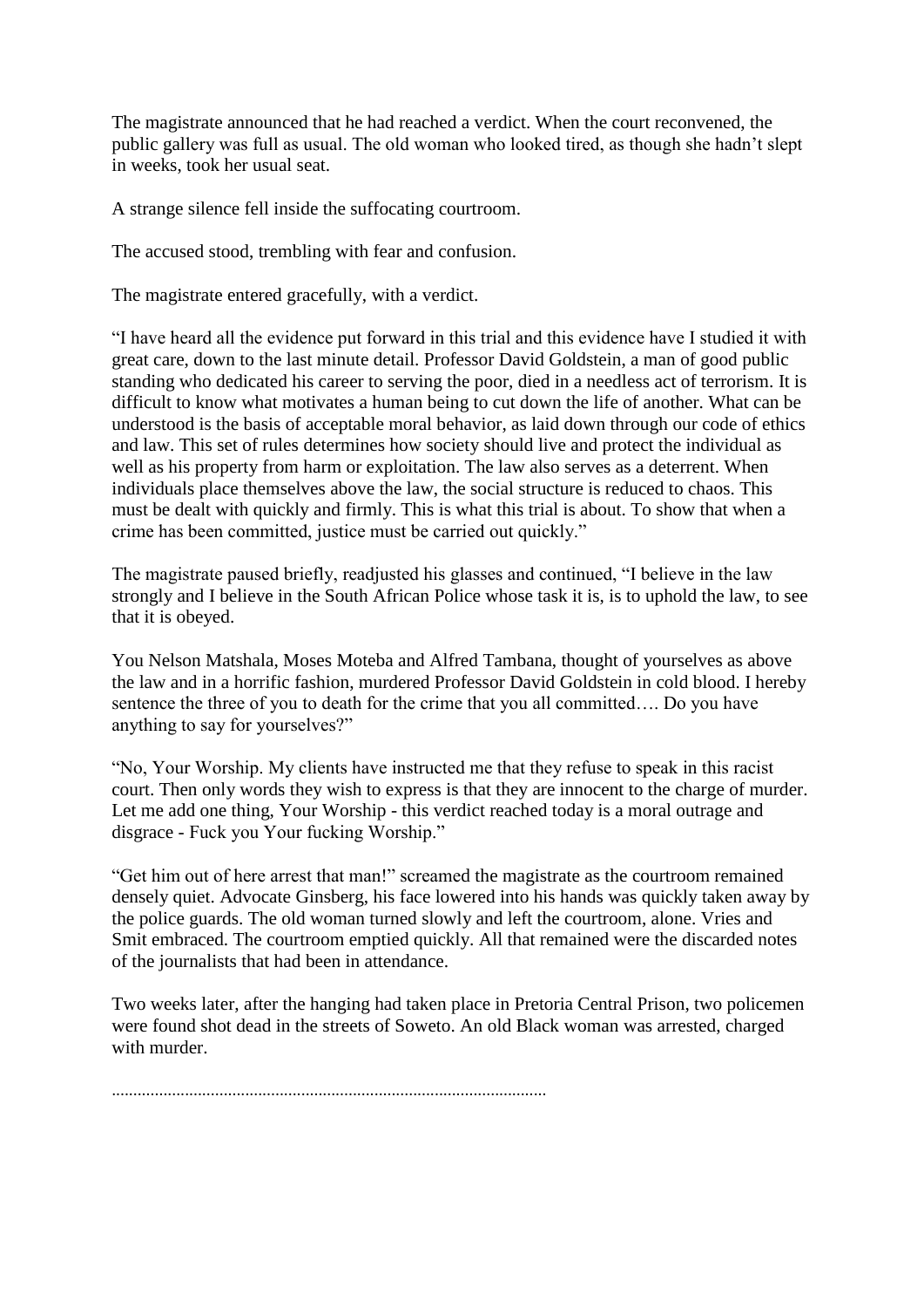The magistrate announced that he had reached a verdict. When the court reconvened, the public gallery was full as usual. The old woman who looked tired, as though she hadn't slept in weeks, took her usual seat.

A strange silence fell inside the suffocating courtroom.

The accused stood, trembling with fear and confusion.

The magistrate entered gracefully, with a verdict.

"I have heard all the evidence put forward in this trial and this evidence have I studied it with great care, down to the last minute detail. Professor David Goldstein, a man of good public standing who dedicated his career to serving the poor, died in a needless act of terrorism. It is difficult to know what motivates a human being to cut down the life of another. What can be understood is the basis of acceptable moral behavior, as laid down through our code of ethics and law. This set of rules determines how society should live and protect the individual as well as his property from harm or exploitation. The law also serves as a deterrent. When individuals place themselves above the law, the social structure is reduced to chaos. This must be dealt with quickly and firmly. This is what this trial is about. To show that when a crime has been committed, justice must be carried out quickly."

The magistrate paused briefly, readjusted his glasses and continued, "I believe in the law strongly and I believe in the South African Police whose task it is, is to uphold the law, to see that it is obeyed.

You Nelson Matshala, Moses Moteba and Alfred Tambana, thought of yourselves as above the law and in a horrific fashion, murdered Professor David Goldstein in cold blood. I hereby sentence the three of you to death for the crime that you all committed…. Do you have anything to say for yourselves?"

"No, Your Worship. My clients have instructed me that they refuse to speak in this racist court. Then only words they wish to express is that they are innocent to the charge of murder. Let me add one thing, Your Worship - this verdict reached today is a moral outrage and disgrace - Fuck you Your fucking Worship."

"Get him out of here arrest that man!" screamed the magistrate as the courtroom remained densely quiet. Advocate Ginsberg, his face lowered into his hands was quickly taken away by the police guards. The old woman turned slowly and left the courtroom, alone. Vries and Smit embraced. The courtroom emptied quickly. All that remained were the discarded notes of the journalists that had been in attendance.

Two weeks later, after the hanging had taken place in Pretoria Central Prison, two policemen were found shot dead in the streets of Soweto. An old Black woman was arrested, charged with murder.

....................................................................................................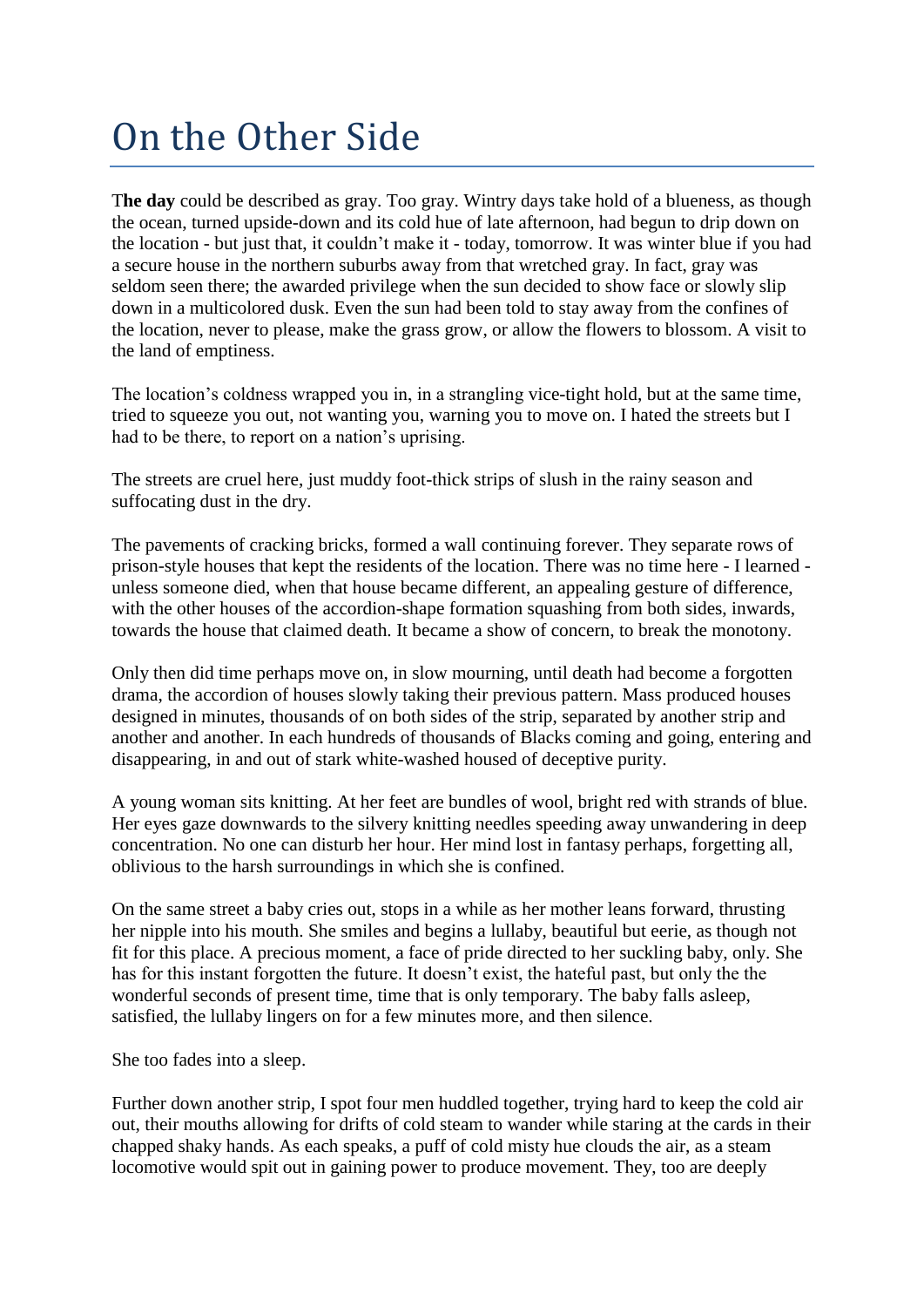# On the Other Side

**The day** could be described as gray. Too gray. Wintry days take hold of a blueness, as though the ocean, turned upside-down and its cold hue of late afternoon, had begun to drip down on the location - but just that, it couldn't make it - today, tomorrow. It was winter blue if you had a secure house in the northern suburbs away from that wretched gray. In fact, gray was seldom seen there; the awarded privilege when the sun decided to show face or slowly slip down in a multicolored dusk. Even the sun had been told to stay away from the confines of the location, never to please, make the grass grow, or allow the flowers to blossom. A visit to the land of emptiness.

The location's coldness wrapped you in, in a strangling vice-tight hold, but at the same time, tried to squeeze you out, not wanting you, warning you to move on. I hated the streets but I had to be there, to report on a nation's uprising.

The streets are cruel here, just muddy foot-thick strips of slush in the rainy season and suffocating dust in the dry.

The pavements of cracking bricks, formed a wall continuing forever. They separate rows of prison-style houses that kept the residents of the location. There was no time here - I learned - unless someone died, when that house became different, an appealing gesture of difference, with the other houses of the accordion-shape formation squashing from both sides, inwards, towards the house that claimed death. It became a show of concern, to break the monotony.

Only then did time perhaps move on, in slow mourning, until death had become a forgotten drama, the accordion of houses slowly taking their previous pattern. Mass produced houses designed in minutes, thousands of on both sides of the strip, separated by another strip and another and another. In each hundreds of thousands of Blacks coming and going, entering and disappearing, in and out of stark white-washed housed of deceptive purity.

A young woman sits knitting. At her feet are bundles of wool, bright red with strands of blue. Her eyes gaze downwards to the silvery knitting needles speeding away unwandering in deep concentration. No one can disturb her hour. Her mind lost in fantasy perhaps, forgetting all, oblivious to the harsh surroundings in which she is confined.

On the same street a baby cries out, stops in a while as her mother leans forward, thrusting her nipple into his mouth. She smiles and begins a lullaby, beautiful but eerie, as though not fit for this place. A precious moment, a face of pride directed to her suckling baby, only. She has for this instant forgotten the future. It doesn't exist, the hateful past, but only the the wonderful seconds of present time, time that is only temporary. The baby falls asleep, satisfied, the lullaby lingers on for a few minutes more, and then silence.

She too fades into a sleep.

Further down another strip, I spot four men huddled together, trying hard to keep the cold air out, their mouths allowing for drifts of cold steam to wander while staring at the cards in their chapped shaky hands. As each speaks, a puff of cold misty hue clouds the air, as a steam locomotive would spit out in gaining power to produce movement. They, too are deeply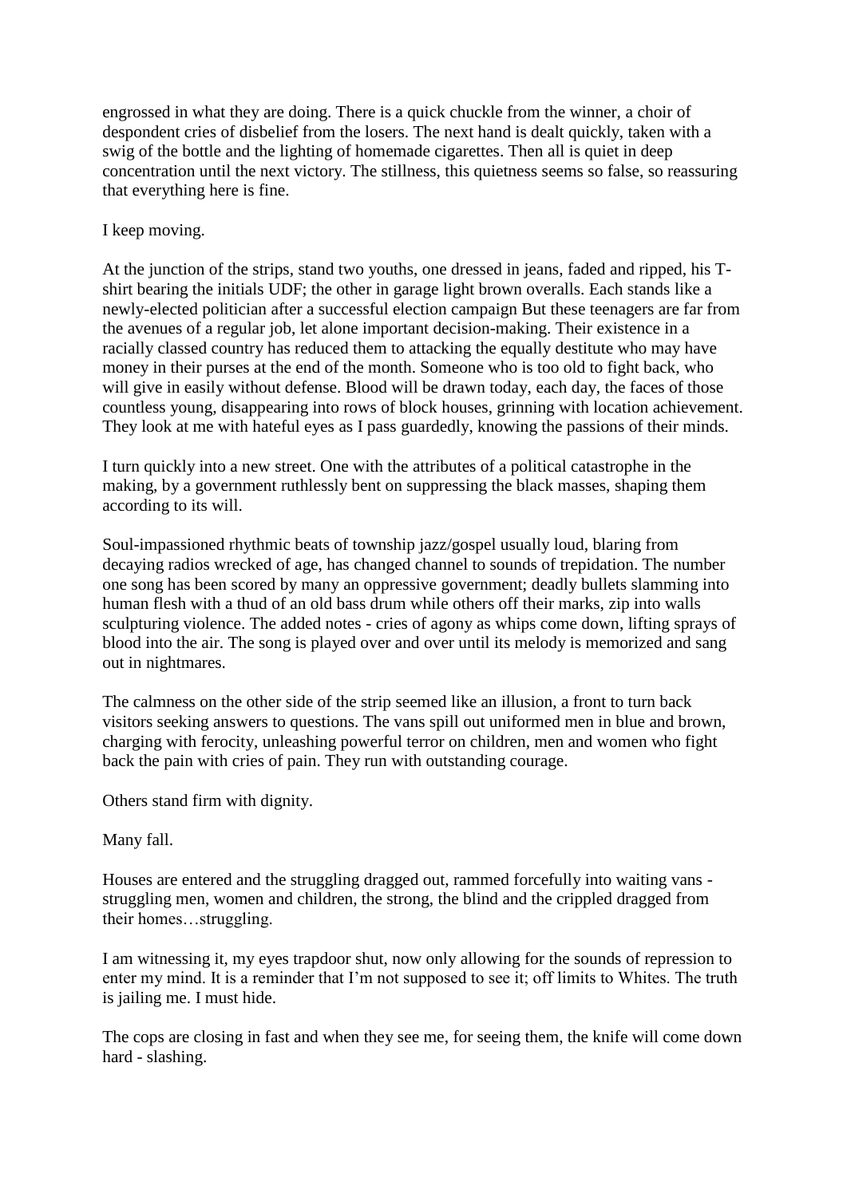engrossed in what they are doing. There is a quick chuckle from the winner, a choir of despondent cries of disbelief from the losers. The next hand is dealt quickly, taken with a swig of the bottle and the lighting of homemade cigarettes. Then all is quiet in deep concentration until the next victory. The stillness, this quietness seems so false, so reassuring that everything here is fine.

I keep moving.

At the junction of the strips, stand two youths, one dressed in jeans, faded and ripped, his T-shirt bearing the initials UDF; the other in garage light brown overalls. Each stands like a newly-elected politician after a successful election campaign But these teenagers are far from the avenues of a regular job, let alone important decision-making. Their existence in a racially classed country has reduced them to attacking the equally destitute who may have money in their purses at the end of the month. Someone who is too old to fight back, who will give in easily without defense. Blood will be drawn today, each day, the faces of those countless young, disappearing into rows of block houses, grinning with location achievement. They look at me with hateful eyes as I pass guardedly, knowing the passions of their minds.

I turn quickly into a new street. One with the attributes of a political catastrophe in the making, by a government ruthlessly bent on suppressing the black masses, shaping them according to its will.

Soul-impassioned rhythmic beats of township jazz/gospel usually loud, blaring from decaying radios wrecked of age, has changed channel to sounds of trepidation. The number one song has been scored by many an oppressive government; deadly bullets slamming into human flesh with a thud of an old bass drum while others off their marks, zip into walls sculpturing violence. The added notes - cries of agony as whips come down, lifting sprays of blood into the air. The song is played over and over until its melody is memorized and sang out in nightmares.

The calmness on the other side of the strip seemed like an illusion, a front to turn back visitors seeking answers to questions. The vans spill out uniformed men in blue and brown, charging with ferocity, unleashing powerful terror on children, men and women who fight back the pain with cries of pain. They run with outstanding courage.

Others stand firm with dignity.

Many fall.

Houses are entered and the struggling dragged out, rammed forcefully into waiting vans - struggling men, women and children, the strong, the blind and the crippled dragged from their homes…struggling.

I am witnessing it, my eyes trapdoor shut, now only allowing for the sounds of repression to enter my mind. It is a reminder that I'm not supposed to see it; off limits to Whites. The truth is jailing me. I must hide.

The cops are closing in fast and when they see me, for seeing them, the knife will come down hard - slashing.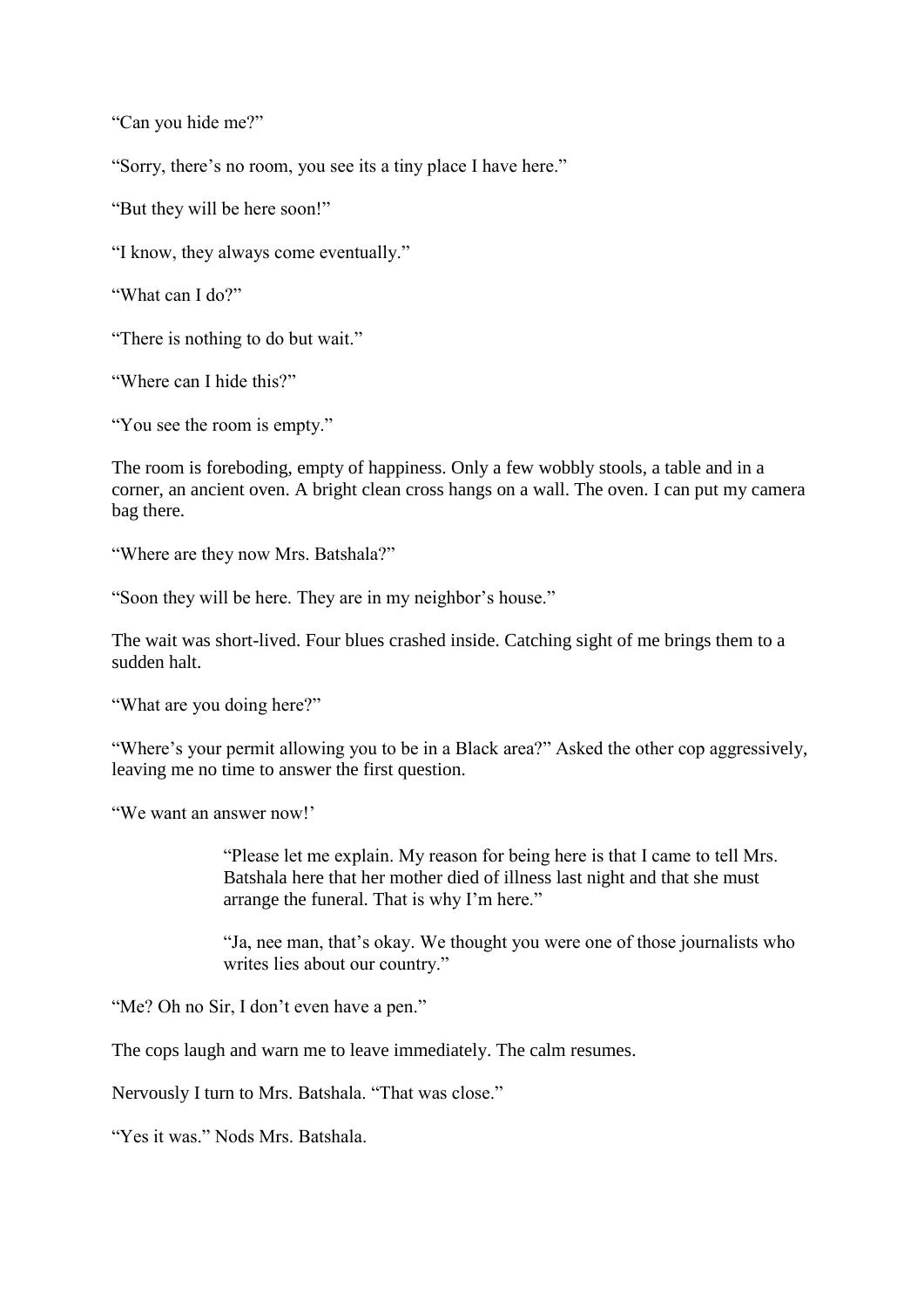"Can you hide me?"

"Sorry, there's no room, you see its a tiny place I have here."

"But they will be here soon!"

"I know, they always come eventually."

"What can I do?"

"There is nothing to do but wait."

"Where can I hide this?"

"You see the room is empty."

The room is foreboding, empty of happiness. Only a few wobbly stools, a table and in a corner, an ancient oven. A bright clean cross hangs on a wall. The oven. I can put my camera bag there.

"Where are they now Mrs. Batshala?"

"Soon they will be here. They are in my neighbor's house."

The wait was short-lived. Four blues crashed inside. Catching sight of me brings them to a sudden halt.

"What are you doing here?"

"Where's your permit allowing you to be in a Black area?" Asked the other cop aggressively, leaving me no time to answer the first question.

"We want an answer now!'

> "Please let me explain. My reason for being here is that I came to tell Mrs. Batshala here that her mother died of illness last night and that she must arrange the funeral. That is why I'm here."
>
> "Ja, nee man, that's okay. We thought you were one of those journalists who writes lies about our country."

"Me? Oh no Sir, I don't even have a pen."

The cops laugh and warn me to leave immediately. The calm resumes.

Nervously I turn to Mrs. Batshala. "That was close."

"Yes it was." Nods Mrs. Batshala.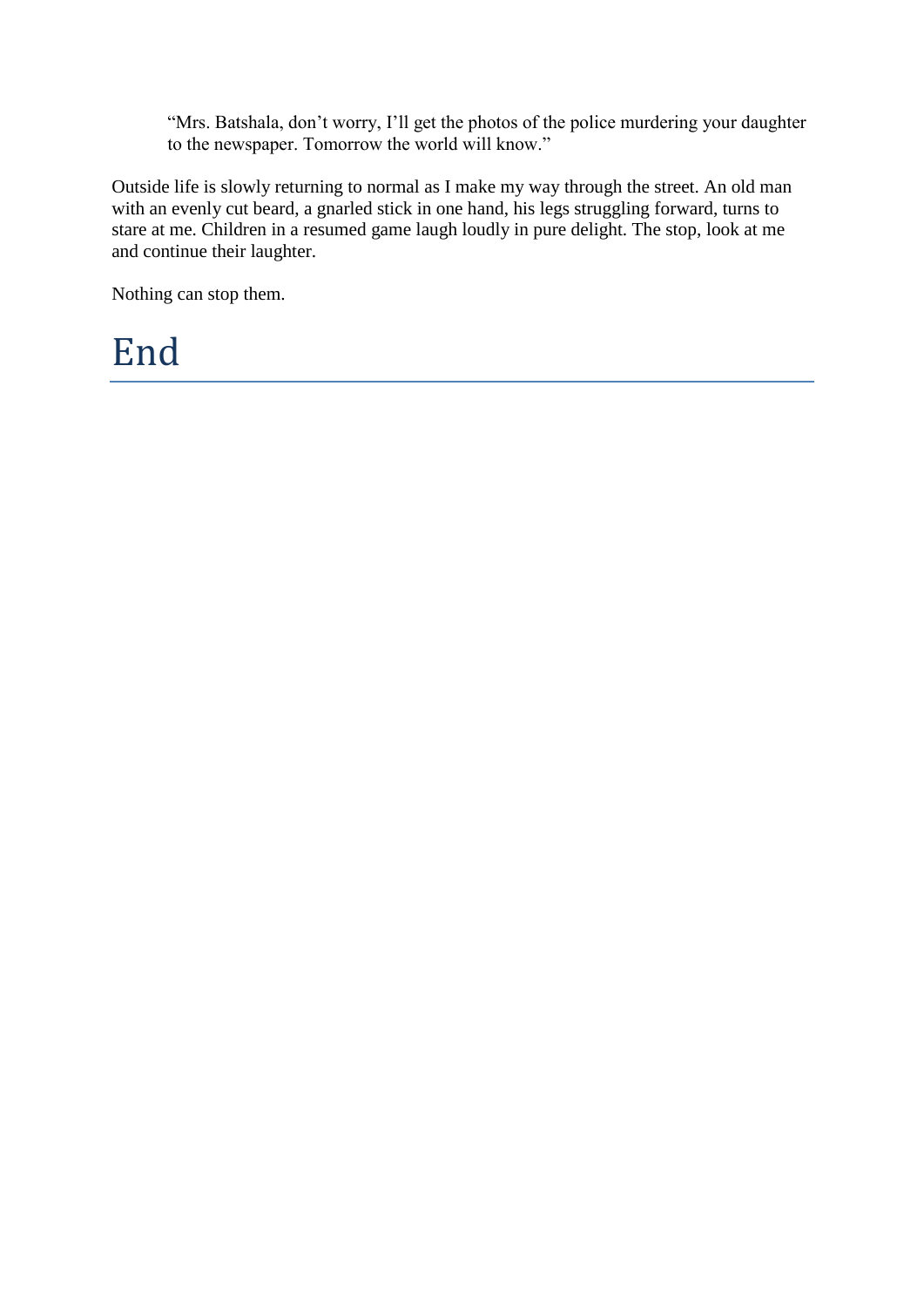> "Mrs. Batshala, don't worry, I'll get the photos of the police murdering your daughter to the newspaper. Tomorrow the world will know."

Outside life is slowly returning to normal as I make my way through the street. An old man with an evenly cut beard, a gnarled stick in one hand, his legs struggling forward, turns to stare at me. Children in a resumed game laugh loudly in pure delight. The stop, look at me and continue their laughter.

Nothing can stop them.

# End